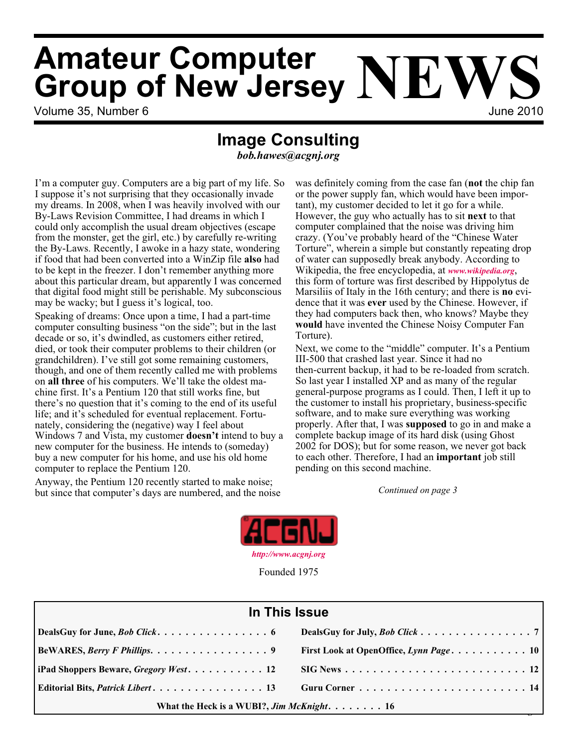# Amateur Computer Group of New Jersey NEWS

Volume 35, Number 6 — June 2010

## Image Consulting

***bob.hawes@acgnj.org***

I'm a computer guy. Computers are a big part of my life. So I suppose it's not surprising that they occasionally invade my dreams. In 2008, when I was heavily involved with our By-Laws Revision Committee, I had dreams in which I could only accomplish the usual dream objectives (escape from the monster, get the girl, etc.) by carefully re-writing the By-Laws. Recently, I awoke in a hazy state, wondering if food that had been converted into a WinZip file **also** had to be kept in the freezer. I don't remember anything more about this particular dream, but apparently I was concerned that digital food might still be perishable. My subconscious may be wacky; but I guess it's logical, too.

Speaking of dreams: Once upon a time, I had a part-time computer consulting business "on the side"; but in the last decade or so, it's dwindled, as customers either retired, died, or took their computer problems to their children (or grandchildren). I've still got some remaining customers, though, and one of them recently called me with problems on **all three** of his computers. We'll take the oldest machine first. It's a Pentium 120 that still works fine, but there's no question that it's coming to the end of its useful life; and it's scheduled for eventual replacement. Fortunately, considering the (negative) way I feel about Windows 7 and Vista, my customer **doesn't** intend to buy a new computer for the business. He intends to (someday) buy a new computer for his home, and use his old home computer to replace the Pentium 120.

Anyway, the Pentium 120 recently started to make noise; but since that computer's days are numbered, and the noise was definitely coming from the case fan (**not** the chip fan or the power supply fan, which would have been important), my customer decided to let it go for a while. However, the guy who actually has to sit **next** to that computer complained that the noise was driving him crazy. (You've probably heard of the "Chinese Water Torture", wherein a simple but constantly repeating drop of water can supposedly break anybody. According to Wikipedia, the free encyclopedia, at ***www.wikipedia.org***, this form of torture was first described by Hippolytus de Marsiliis of Italy in the 16th century; and there is **no** evidence that it was **ever** used by the Chinese. However, if they had computers back then, who knows? Maybe they **would** have invented the Chinese Noisy Computer Fan Torture).

Next, we come to the "middle" computer. It's a Pentium III-500 that crashed last year. Since it had no then-current backup, it had to be re-loaded from scratch. So last year I installed XP and as many of the regular general-purpose programs as I could. Then, I left it up to the customer to install his proprietary, business-specific software, and to make sure everything was working properly. After that, I was **supposed** to go in and make a complete backup image of its hard disk (using Ghost 2002 for DOS); but for some reason, we never got back to each other. Therefore, I had an **important** job still pending on this second machine.

*Continued on page 3*

ACGNJ

***http://www.acgnj.org***

Founded 1975

## In This Issue

| | |
|---|---|
| **DealsGuy for June, *Bob Click*** . . . 6 | **DealsGuy for July, *Bob Click*** . . . 7 |
| **BeWARES, *Berry F Phillips*** . . . 9 | **First Look at OpenOffice, *Lynn Page*** . . . 10 |
| **iPad Shoppers Beware, *Gregory West*** . . . 12 | **SIG News** . . . 12 |
| **Editorial Bits, *Patrick Libert*** . . . 13 | **Guru Corner** . . . 14 |
| **What the Heck is a WUBI?, *Jim McKnight*** . . . 16 | |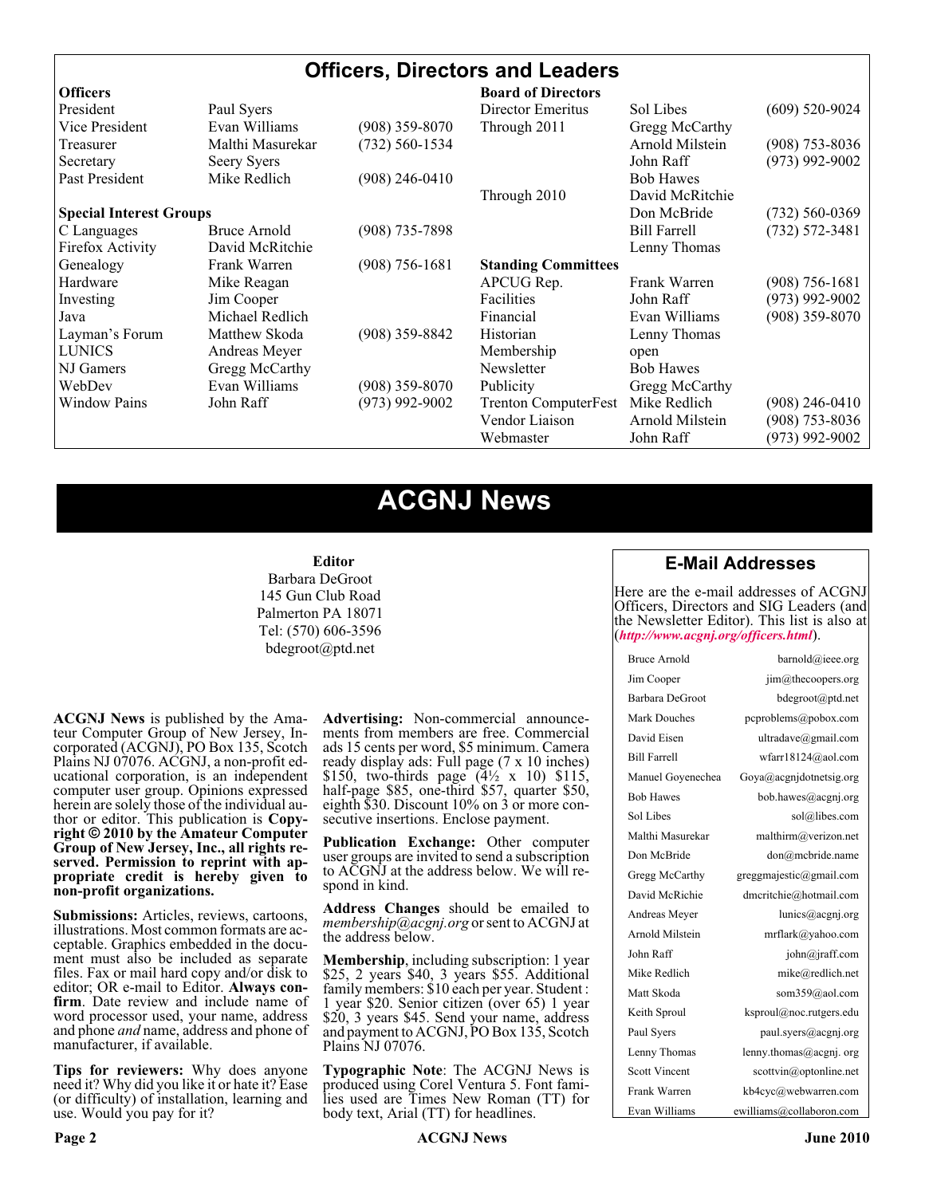# Officers, Directors and Leaders

| Officers | | | Board of Directors | | |
|---|---|---|---|---|---|
| President | Paul Syers | | Director Emeritus | Sol Libes | (609) 520-9024 |
| Vice President | Evan Williams | (908) 359-8070 | Through 2011 | Gregg McCarthy | |
| Treasurer | Malthi Masurekar | (732) 560-1534 | | Arnold Milstein | (908) 753-8036 |
| Secretary | Seery Syers | | | John Raff | (973) 992-9002 |
| Past President | Mike Redlich | (908) 246-0410 | | Bob Hawes | |
| | | | Through 2010 | David McRitchie | |
| **Special Interest Groups** | | | | Don McBride | (732) 560-0369 |
| C Languages | Bruce Arnold | (908) 735-7898 | | Bill Farrell | (732) 572-3481 |
| Firefox Activity | David McRitchie | | | Lenny Thomas | |
| Genealogy | Frank Warren | (908) 756-1681 | **Standing Committees** | | |
| Hardware | Mike Reagan | | APCUG Rep. | Frank Warren | (908) 756-1681 |
| Investing | Jim Cooper | | Facilities | John Raff | (973) 992-9002 |
| Java | Michael Redlich | | Financial | Evan Williams | (908) 359-8070 |
| Layman's Forum | Matthew Skoda | (908) 359-8842 | Historian | Lenny Thomas | |
| LUNICS | Andreas Meyer | | Membership | open | |
| NJ Gamers | Gregg McCarthy | | Newsletter | Bob Hawes | |
| WebDev | Evan Williams | (908) 359-8070 | Publicity | Gregg McCarthy | |
| Window Pains | John Raff | (973) 992-9002 | Trenton ComputerFest | Mike Redlich | (908) 246-0410 |
| | | | Vendor Liaison | Arnold Milstein | (908) 753-8036 |
| | | | Webmaster | John Raff | (973) 992-9002 |

# ACGNJ News

**Editor**
Barbara DeGroot
145 Gun Club Road
Palmerton PA 18071
Tel: (570) 606-3596
bdegroot@ptd.net

**ACGNJ News** is published by the Amateur Computer Group of New Jersey, Incorporated (ACGNJ), PO Box 135, Scotch Plains NJ 07076. ACGNJ, a non-profit educational corporation, is an independent computer user group. Opinions expressed herein are solely those of the individual author or editor. This publication is **Copyright © 2010 by the Amateur Computer Group of New Jersey, Inc., all rights reserved. Permission to reprint with appropriate credit is hereby given to non-profit organizations.**

**Submissions:** Articles, reviews, cartoons, illustrations. Most common formats are acceptable. Graphics embedded in the document must also be included as separate files. Fax or mail hard copy and/or disk to editor; OR e-mail to Editor. **Always confirm**. Date review and include name of word processor used, your name, address and phone *and* name, address and phone of manufacturer, if available.

**Tips for reviewers:** Why does anyone need it? Why did you like it or hate it? Ease (or difficulty) of installation, learning and use. Would you pay for it?

**Advertising:** Non-commercial announcements from members are free. Commercial ads 15 cents per word, $5 minimum. Camera ready display ads: Full page (7 x 10 inches) $150, two-thirds page (4½ x 10) $115, half-page $85, one-third $57, quarter $50, eighth $30. Discount 10% on 3 or more consecutive insertions. Enclose payment.

**Publication Exchange:** Other computer user groups are invited to send a subscription to ACGNJ at the address below. We will respond in kind.

**Address Changes** should be emailed to *membership@acgnj.org* or sent to ACGNJ at the address below.

**Membership**, including subscription: 1 year $25, 2 years $40, 3 years $55. Additional family members: $10 each per year. Student : 1 year $20. Senior citizen (over 65) 1 year $20, 3 years $45. Send your name, address and payment to ACGNJ, PO Box 135, Scotch Plains NJ 07076.

**Typographic Note**: The ACGNJ News is produced using Corel Ventura 5. Font families used are Times New Roman (TT) for body text, Arial (TT) for headlines.

## E-Mail Addresses

Here are the e-mail addresses of ACGNJ Officers, Directors and SIG Leaders (and the Newsletter Editor). This list is also at (***http://www.acgnj.org/officers.html***).

| Name | E-mail |
|---|---|
| Bruce Arnold | barnold@ieee.org |
| Jim Cooper | jim@thecoopers.org |
| Barbara DeGroot | bdegroot@ptd.net |
| Mark Douches | pcproblems@pobox.com |
| David Eisen | ultradave@gmail.com |
| Bill Farrell | wfarr18124@aol.com |
| Manuel Goyenechea | Goya@acgnjdotnetsig.org |
| Bob Hawes | bob.hawes@acgnj.org |
| Sol Libes | sol@libes.com |
| Malthi Masurekar | malthirm@verizon.net |
| Don McBride | don@mcbride.name |
| Gregg McCarthy | greggmajestic@gmail.com |
| David McRichie | dmcritchie@hotmail.com |
| Andreas Meyer | lunics@acgnj.org |
| Arnold Milstein | mrflark@yahoo.com |
| John Raff | john@jraff.com |
| Mike Redlich | mike@redlich.net |
| Matt Skoda | som359@aol.com |
| Keith Sproul | ksproul@noc.rutgers.edu |
| Paul Syers | paul.syers@acgnj.org |
| Lenny Thomas | lenny.thomas@acgnj. org |
| Scott Vincent | scottvin@optonline.net |
| Frank Warren | kb4cyc@webwarren.com |
| Evan Williams | ewilliams@collaboron.com |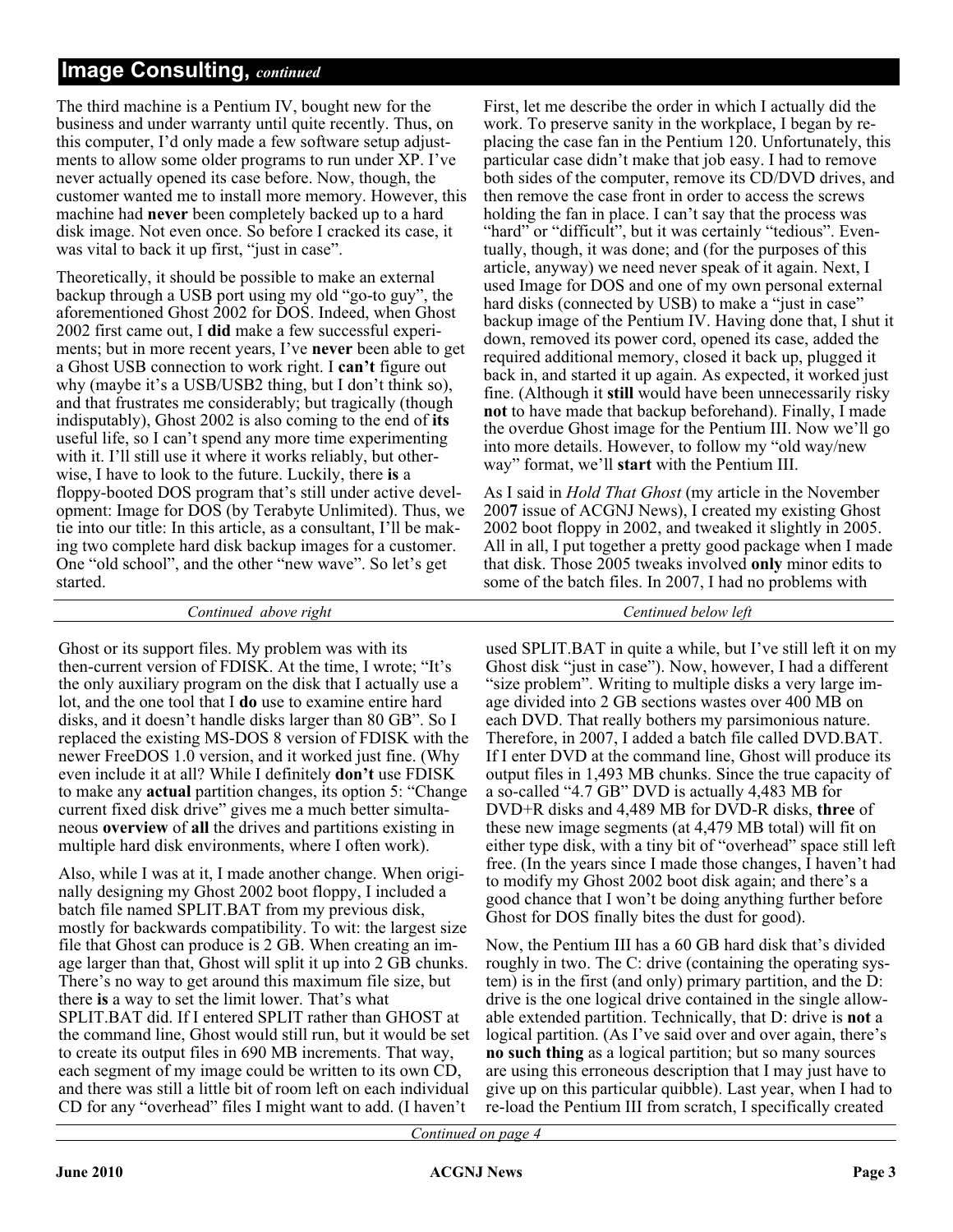## Image Consulting, *continued*

The third machine is a Pentium IV, bought new for the business and under warranty until quite recently. Thus, on this computer, I'd only made a few software setup adjustments to allow some older programs to run under XP. I've never actually opened its case before. Now, though, the customer wanted me to install more memory. However, this machine had **never** been completely backed up to a hard disk image. Not even once. So before I cracked its case, it was vital to back it up first, "just in case".

Theoretically, it should be possible to make an external backup through a USB port using my old "go-to guy", the aforementioned Ghost 2002 for DOS. Indeed, when Ghost 2002 first came out, I **did** make a few successful experiments; but in more recent years, I've **never** been able to get a Ghost USB connection to work right. I **can't** figure out why (maybe it's a USB/USB2 thing, but I don't think so), and that frustrates me considerably; but tragically (though indisputably), Ghost 2002 is also coming to the end of **its** useful life, so I can't spend any more time experimenting with it. I'll still use it where it works reliably, but otherwise, I have to look to the future. Luckily, there **is** a floppy-booted DOS program that's still under active development: Image for DOS (by Terabyte Unlimited). Thus, we tie into our title: In this article, as a consultant, I'll be making two complete hard disk backup images for a customer. One "old school", and the other "new wave". So let's get started.

First, let me describe the order in which I actually did the work. To preserve sanity in the workplace, I began by replacing the case fan in the Pentium 120. Unfortunately, this particular case didn't make that job easy. I had to remove both sides of the computer, remove its CD/DVD drives, and then remove the case front in order to access the screws holding the fan in place. I can't say that the process was "hard" or "difficult", but it was certainly "tedious". Eventually, though, it was done; and (for the purposes of this article, anyway) we need never speak of it again. Next, I used Image for DOS and one of my own personal external hard disks (connected by USB) to make a "just in case" backup image of the Pentium IV. Having done that, I shut it down, removed its power cord, opened its case, added the required additional memory, closed it back up, plugged it back in, and started it up again. As expected, it worked just fine. (Although it **still** would have been unnecessarily risky **not** to have made that backup beforehand). Finally, I made the overdue Ghost image for the Pentium III. Now we'll go into more details. However, to follow my "old way/new way" format, we'll **start** with the Pentium III.

As I said in *Hold That Ghost* (my article in the November 2007 issue of ACGNJ News), I created my existing Ghost 2002 boot floppy in 2002, and tweaked it slightly in 2005. All in all, I put together a pretty good package when I made that disk. Those 2005 tweaks involved **only** minor edits to some of the batch files. In 2007, I had no problems with Ghost or its support files. My problem was with its then-current version of FDISK. At the time, I wrote; "It's the only auxiliary program on the disk that I actually use a lot, and the one tool that I **do** use to examine entire hard disks, and it doesn't handle disks larger than 80 GB". So I replaced the existing MS-DOS 8 version of FDISK with the newer FreeDOS 1.0 version, and it worked just fine. (Why even include it at all? While I definitely **don't** use FDISK to make any **actual** partition changes, its option 5: "Change current fixed disk drive" gives me a much better simultaneous **overview** of **all** the drives and partitions existing in multiple hard disk environments, where I often work).

Also, while I was at it, I made another change. When originally designing my Ghost 2002 boot floppy, I included a batch file named SPLIT.BAT from my previous disk, mostly for backwards compatibility. To wit: the largest size file that Ghost can produce is 2 GB. When creating an image larger than that, Ghost will split it up into 2 GB chunks. There's no way to get around this maximum file size, but there **is** a way to set the limit lower. That's what SPLIT.BAT did. If I entered SPLIT rather than GHOST at the command line, Ghost would still run, but it would be set to create its output files in 690 MB increments. That way, each segment of my image could be written to its own CD, and there was still a little bit of room left on each individual CD for any "overhead" files I might want to add. (I haven't used SPLIT.BAT in quite a while, but I've still left it on my Ghost disk "just in case"). Now, however, I had a different "size problem". Writing to multiple disks a very large image divided into 2 GB sections wastes over 400 MB on each DVD. That really bothers my parsimonious nature. Therefore, in 2007, I added a batch file called DVD.BAT. If I enter DVD at the command line, Ghost will produce its output files in 1,493 MB chunks. Since the true capacity of a so-called "4.7 GB" DVD is actually 4,483 MB for DVD+R disks and 4,489 MB for DVD-R disks, **three** of these new image segments (at 4,479 MB total) will fit on either type disk, with a tiny bit of "overhead" space still left free. (In the years since I made those changes, I haven't had to modify my Ghost 2002 boot disk again; and there's a good chance that I won't be doing anything further before Ghost for DOS finally bites the dust for good).

Now, the Pentium III has a 60 GB hard disk that's divided roughly in two. The C: drive (containing the operating system) is in the first (and only) primary partition, and the D: drive is the one logical drive contained in the single allowable extended partition. Technically, that D: drive is **not** a logical partition. (As I've said over and over again, there's **no such thing** as a logical partition; but so many sources are using this erroneous description that I may just have to give up on this particular quibble). Last year, when I had to re-load the Pentium III from scratch, I specifically created

*Continued on page 4*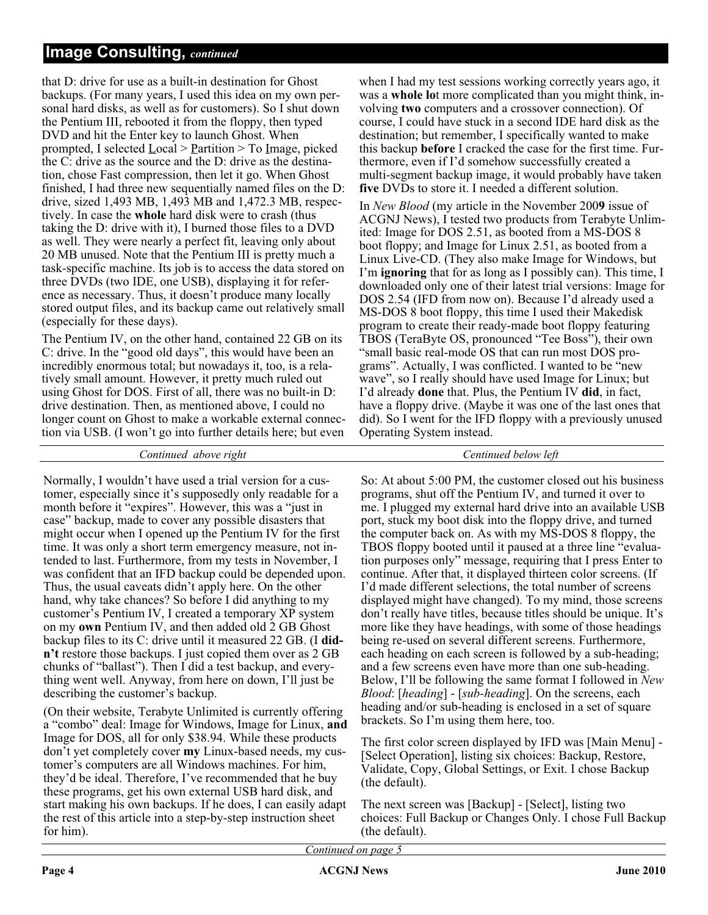## Image Consulting, *continued*

that D: drive for use as a built-in destination for Ghost backups. (For many years, I used this idea on my own personal hard disks, as well as for customers). So I shut down the Pentium III, rebooted it from the floppy, then typed DVD and hit the Enter key to launch Ghost. When prompted, I selected Local > Partition > To Image, picked the C: drive as the source and the D: drive as the destination, chose Fast compression, then let it go. When Ghost finished, I had three new sequentially named files on the D: drive, sized 1,493 MB, 1,493 MB and 1,472.3 MB, respectively. In case the **whole** hard disk were to crash (thus taking the D: drive with it), I burned those files to a DVD as well. They were nearly a perfect fit, leaving only about 20 MB unused. Note that the Pentium III is pretty much a task-specific machine. Its job is to access the data stored on three DVDs (two IDE, one USB), displaying it for reference as necessary. Thus, it doesn't produce many locally stored output files, and its backup came out relatively small (especially for these days).

The Pentium IV, on the other hand, contained 22 GB on its C: drive. In the "good old days", this would have been an incredibly enormous total; but nowadays it, too, is a relatively small amount. However, it pretty much ruled out using Ghost for DOS. First of all, there was no built-in D: drive destination. Then, as mentioned above, I could no longer count on Ghost to make a workable external connection via USB. (I won't go into further details here; but even when I had my test sessions working correctly years ago, it was a **whole lo**t more complicated than you might think, involving **two** computers and a crossover connection). Of course, I could have stuck in a second IDE hard disk as the destination; but remember, I specifically wanted to make this backup **before** I cracked the case for the first time. Furthermore, even if I'd somehow successfully created a multi-segment backup image, it would probably have taken **five** DVDs to store it. I needed a different solution.

In *New Blood* (my article in the November 200**9** issue of ACGNJ News), I tested two products from Terabyte Unlimited: Image for DOS 2.51, as booted from a MS-DOS 8 boot floppy; and Image for Linux 2.51, as booted from a Linux Live-CD. (They also make Image for Windows, but I'm **ignoring** that for as long as I possibly can). This time, I downloaded only one of their latest trial versions: Image for DOS 2.54 (IFD from now on). Because I'd already used a MS-DOS 8 boot floppy, this time I used their Makedisk program to create their ready-made boot floppy featuring TBOS (TeraByte OS, pronounced "Tee Boss"), their own "small basic real-mode OS that can run most DOS programs". Actually, I was conflicted. I wanted to be "new wave", so I really should have used Image for Linux; but I'd already **done** that. Plus, the Pentium IV **did**, in fact, have a floppy drive. (Maybe it was one of the last ones that did). So I went for the IFD floppy with a previously unused Operating System instead.

Normally, I wouldn't have used a trial version for a customer, especially since it's supposedly only readable for a month before it "expires". However, this was a "just in case" backup, made to cover any possible disasters that might occur when I opened up the Pentium IV for the first time. It was only a short term emergency measure, not intended to last. Furthermore, from my tests in November, I was confident that an IFD backup could be depended upon. Thus, the usual caveats didn't apply here. On the other hand, why take chances? So before I did anything to my customer's Pentium IV, I created a temporary XP system on my **own** Pentium IV, and then added old 2 GB Ghost backup files to its C: drive until it measured 22 GB. (I **didn't** restore those backups. I just copied them over as 2 GB chunks of "ballast"). Then I did a test backup, and everything went well. Anyway, from here on down, I'll just be describing the customer's backup.

(On their website, Terabyte Unlimited is currently offering a "combo" deal: Image for Windows, Image for Linux, **and** Image for DOS, all for only $38.94. While these products don't yet completely cover **my** Linux-based needs, my customer's computers are all Windows machines. For him, they'd be ideal. Therefore, I've recommended that he buy these programs, get his own external USB hard disk, and start making his own backups. If he does, I can easily adapt the rest of this article into a step-by-step instruction sheet for him).

So: At about 5:00 PM, the customer closed out his business programs, shut off the Pentium IV, and turned it over to me. I plugged my external hard drive into an available USB port, stuck my boot disk into the floppy drive, and turned the computer back on. As with my MS-DOS 8 floppy, the TBOS floppy booted until it paused at a three line "evaluation purposes only" message, requiring that I press Enter to continue. After that, it displayed thirteen color screens. (If I'd made different selections, the total number of screens displayed might have changed). To my mind, those screens don't really have titles, because titles should be unique. It's more like they have headings, with some of those headings being re-used on several different screens. Furthermore, each heading on each screen is followed by a sub-heading; and a few screens even have more than one sub-heading. Below, I'll be following the same format I followed in *New Blood*: [*heading*] - [*sub-heading*]. On the screens, each heading and/or sub-heading is enclosed in a set of square brackets. So I'm using them here, too.

The first color screen displayed by IFD was [Main Menu] - [Select Operation], listing six choices: Backup, Restore, Validate, Copy, Global Settings, or Exit. I chose Backup (the default).

The next screen was [Backup] - [Select], listing two choices: Full Backup or Changes Only. I chose Full Backup (the default).

*Continued on page 5*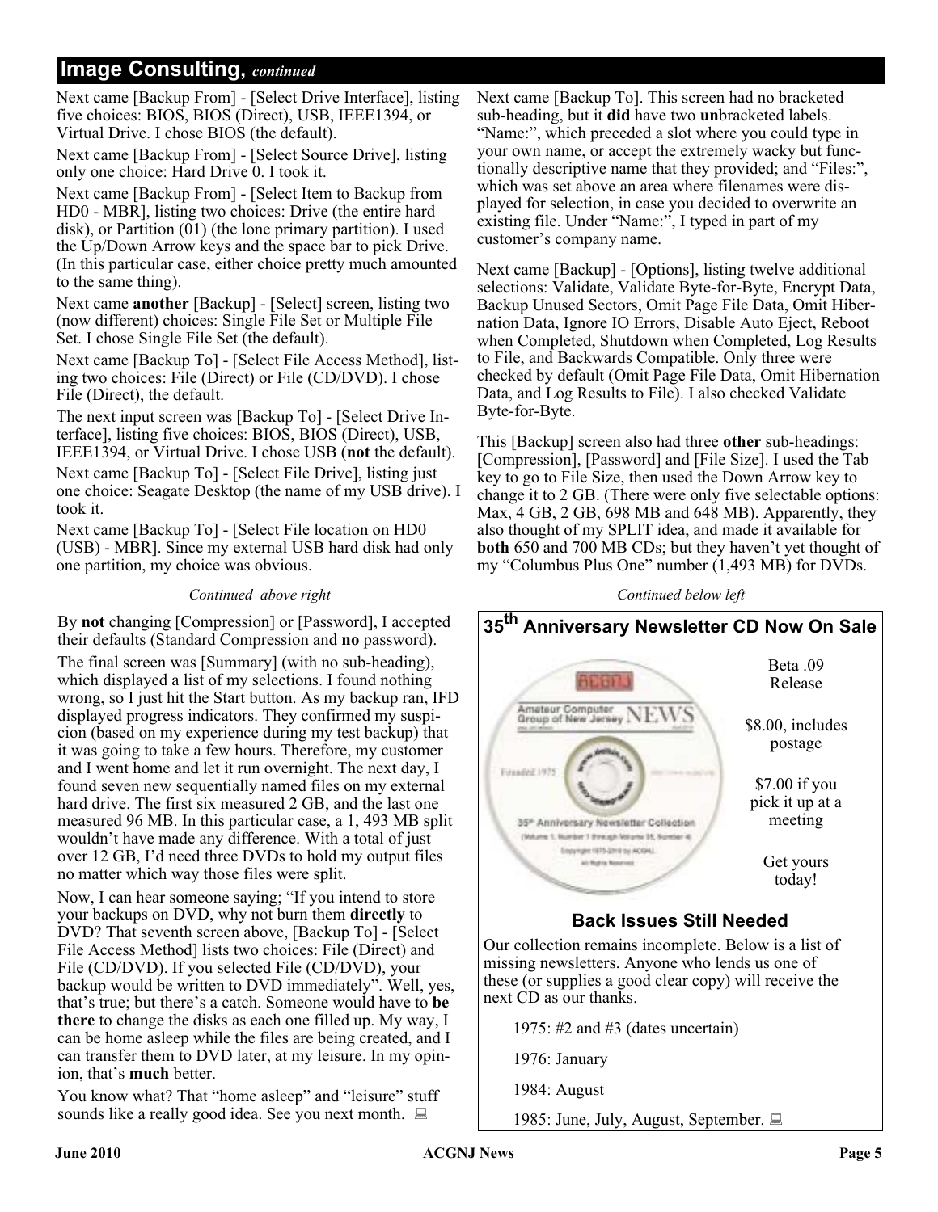## Image Consulting, *continued*

Next came [Backup From] - [Select Drive Interface], listing five choices: BIOS, BIOS (Direct), USB, IEEE1394, or Virtual Drive. I chose BIOS (the default).

Next came [Backup From] - [Select Source Drive], listing only one choice: Hard Drive 0. I took it.

Next came [Backup From] - [Select Item to Backup from HD0 - MBR], listing two choices: Drive (the entire hard disk), or Partition (01) (the lone primary partition). I used the Up/Down Arrow keys and the space bar to pick Drive. (In this particular case, either choice pretty much amounted to the same thing).

Next came **another** [Backup] - [Select] screen, listing two (now different) choices: Single File Set or Multiple File Set. I chose Single File Set (the default).

Next came [Backup To] - [Select File Access Method], listing two choices: File (Direct) or File (CD/DVD). I chose File (Direct), the default.

The next input screen was [Backup To] - [Select Drive Interface], listing five choices: BIOS, BIOS (Direct), USB, IEEE1394, or Virtual Drive. I chose USB (**not** the default).

Next came [Backup To] - [Select File Drive], listing just one choice: Seagate Desktop (the name of my USB drive). I took it.

Next came [Backup To] - [Select File location on HD0 (USB) - MBR]. Since my external USB hard disk had only one partition, my choice was obvious.

*Continued above right*

Next came [Backup To]. This screen had no bracketed sub-heading, but it **did** have two **un**bracketed labels. "Name:", which preceded a slot where you could type in your own name, or accept the extremely wacky but functionally descriptive name that they provided; and "Files:", which was set above an area where filenames were displayed for selection, in case you decided to overwrite an existing file. Under "Name:", I typed in part of my customer's company name.

Next came [Backup] - [Options], listing twelve additional selections: Validate, Validate Byte-for-Byte, Encrypt Data, Backup Unused Sectors, Omit Page File Data, Omit Hibernation Data, Ignore IO Errors, Disable Auto Eject, Reboot when Completed, Shutdown when Completed, Log Results to File, and Backwards Compatible. Only three were checked by default (Omit Page File Data, Omit Hibernation Data, and Log Results to File). I also checked Validate Byte-for-Byte.

This [Backup] screen also had three **other** sub-headings: [Compression], [Password] and [File Size]. I used the Tab key to go to File Size, then used the Down Arrow key to change it to 2 GB. (There were only five selectable options: Max, 4 GB, 2 GB, 698 MB and 648 MB). Apparently, they also thought of my SPLIT idea, and made it available for **both** 650 and 700 MB CDs; but they haven't yet thought of my "Columbus Plus One" number (1,493 MB) for DVDs.

*Continued below left*

By **not** changing [Compression] or [Password], I accepted their defaults (Standard Compression and **no** password).

The final screen was [Summary] (with no sub-heading), which displayed a list of my selections. I found nothing wrong, so I just hit the Start button. As my backup ran, IFD displayed progress indicators. They confirmed my suspicion (based on my experience during my test backup) that it was going to take a few hours. Therefore, my customer and I went home and let it run overnight. The next day, I found seven new sequentially named files on my external hard drive. The first six measured 2 GB, and the last one measured 96 MB. In this particular case, a 1, 493 MB split wouldn't have made any difference. With a total of just over 12 GB, I'd need three DVDs to hold my output files no matter which way those files were split.

Now, I can hear someone saying; "If you intend to store your backups on DVD, why not burn them **directly** to DVD? That seventh screen above, [Backup To] - [Select File Access Method] lists two choices: File (Direct) and File (CD/DVD). If you selected File (CD/DVD), your backup would be written to DVD immediately". Well, yes, that's true; but there's a catch. Someone would have to **be there** to change the disks as each one filled up. My way, I can be home asleep while the files are being created, and I can transfer them to DVD later, at my leisure. In my opinion, that's **much** better.

You know what? That "home asleep" and "leisure" stuff sounds like a really good idea. See you next month.

## 35th Anniversary Newsletter CD Now On Sale

Beta .09 Release

$8.00, includes postage

$7.00 if you pick it up at a meeting

Get yours today!

### Back Issues Still Needed

Our collection remains incomplete. Below is a list of missing newsletters. Anyone who lends us one of these (or supplies a good clear copy) will receive the next CD as our thanks.

1975: #2 and #3 (dates uncertain)

1976: January

1984: August

1985: June, July, August, September.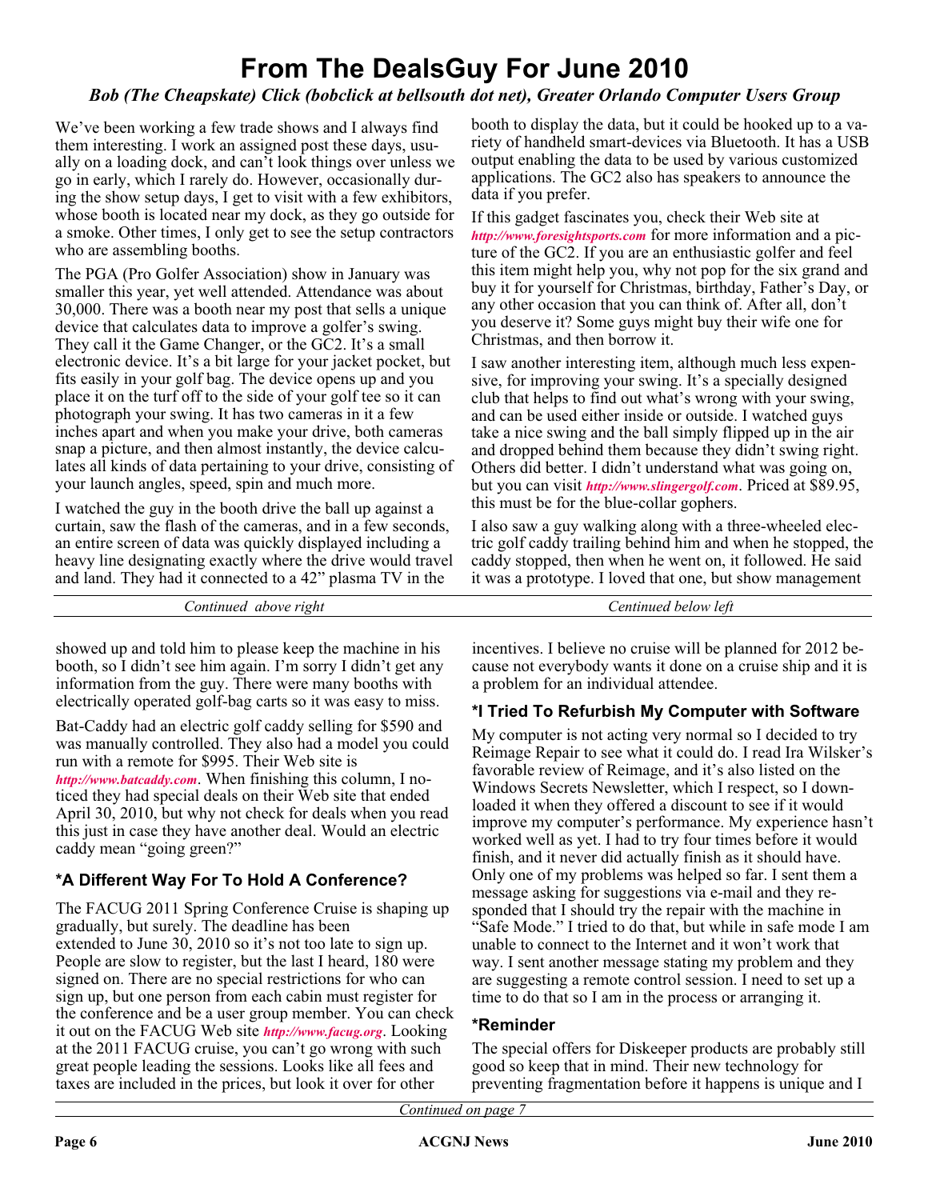# From The DealsGuy For June 2010

*Bob (The Cheapskate) Click (bobclick at bellsouth dot net), Greater Orlando Computer Users Group*

We've been working a few trade shows and I always find them interesting. I work an assigned post these days, usually on a loading dock, and can't look things over unless we go in early, which I rarely do. However, occasionally during the show setup days, I get to visit with a few exhibitors, whose booth is located near my dock, as they go outside for a smoke. Other times, I only get to see the setup contractors who are assembling booths.

The PGA (Pro Golfer Association) show in January was smaller this year, yet well attended. Attendance was about 30,000. There was a booth near my post that sells a unique device that calculates data to improve a golfer's swing. They call it the Game Changer, or the GC2. It's a small electronic device. It's a bit large for your jacket pocket, but fits easily in your golf bag. The device opens up and you place it on the turf off to the side of your golf tee so it can photograph your swing. It has two cameras in it a few inches apart and when you make your drive, both cameras snap a picture, and then almost instantly, the device calculates all kinds of data pertaining to your drive, consisting of your launch angles, speed, spin and much more.

I watched the guy in the booth drive the ball up against a curtain, saw the flash of the cameras, and in a few seconds, an entire screen of data was quickly displayed including a heavy line designating exactly where the drive would travel and land. They had it connected to a 42" plasma TV in the booth to display the data, but it could be hooked up to a variety of handheld smart-devices via Bluetooth. It has a USB output enabling the data to be used by various customized applications. The GC2 also has speakers to announce the data if you prefer.

If this gadget fascinates you, check their Web site at *http://www.foresightsports.com* for more information and a picture of the GC2. If you are an enthusiastic golfer and feel this item might help you, why not pop for the six grand and buy it for yourself for Christmas, birthday, Father's Day, or any other occasion that you can think of. After all, don't you deserve it? Some guys might buy their wife one for Christmas, and then borrow it.

I saw another interesting item, although much less expensive, for improving your swing. It's a specially designed club that helps to find out what's wrong with your swing, and can be used either inside or outside. I watched guys take a nice swing and the ball simply flipped up in the air and dropped behind them because they didn't swing right. Others did better. I didn't understand what was going on, but you can visit *http://www.slingergolf.com*. Priced at $89.95, this must be for the blue-collar gophers.

I also saw a guy walking along with a three-wheeled electric golf caddy trailing behind him and when he stopped, the caddy stopped, then when he went on, it followed. He said it was a prototype. I loved that one, but show management showed up and told him to please keep the machine in his booth, so I didn't see him again. I'm sorry I didn't get any information from the guy. There were many booths with electrically operated golf-bag carts so it was easy to miss.

Bat-Caddy had an electric golf caddy selling for $590 and was manually controlled. They also had a model you could run with a remote for $995. Their Web site is *http://www.batcaddy.com*. When finishing this column, I noticed they had special deals on their Web site that ended April 30, 2010, but why not check for deals when you read this just in case they have another deal. Would an electric caddy mean "going green?"

## *A Different Way For To Hold A Conference?

The FACUG 2011 Spring Conference Cruise is shaping up gradually, but surely. The deadline has been extended to June 30, 2010 so it's not too late to sign up. People are slow to register, but the last I heard, 180 were signed on. There are no special restrictions for who can sign up, but one person from each cabin must register for the conference and be a user group member. You can check it out on the FACUG Web site *http://www.facug.org*. Looking at the 2011 FACUG cruise, you can't go wrong with such great people leading the sessions. Looks like all fees and taxes are included in the prices, but look it over for other incentives. I believe no cruise will be planned for 2012 because not everybody wants it done on a cruise ship and it is a problem for an individual attendee.

## *I Tried To Refurbish My Computer with Software

My computer is not acting very normal so I decided to try Reimage Repair to see what it could do. I read Ira Wilsker's favorable review of Reimage, and it's also listed on the Windows Secrets Newsletter, which I respect, so I downloaded it when they offered a discount to see if it would improve my computer's performance. My experience hasn't worked well as yet. I had to try four times before it would finish, and it never did actually finish as it should have. Only one of my problems was helped so far. I sent them a message asking for suggestions via e-mail and they responded that I should try the repair with the machine in "Safe Mode." I tried to do that, but while in safe mode I am unable to connect to the Internet and it won't work that way. I sent another message stating my problem and they are suggesting a remote control session. I need to set up a time to do that so I am in the process or arranging it.

## *Reminder

The special offers for Diskeeper products are probably still good so keep that in mind. Their new technology for preventing fragmentation before it happens is unique and I

*Continued on page 7*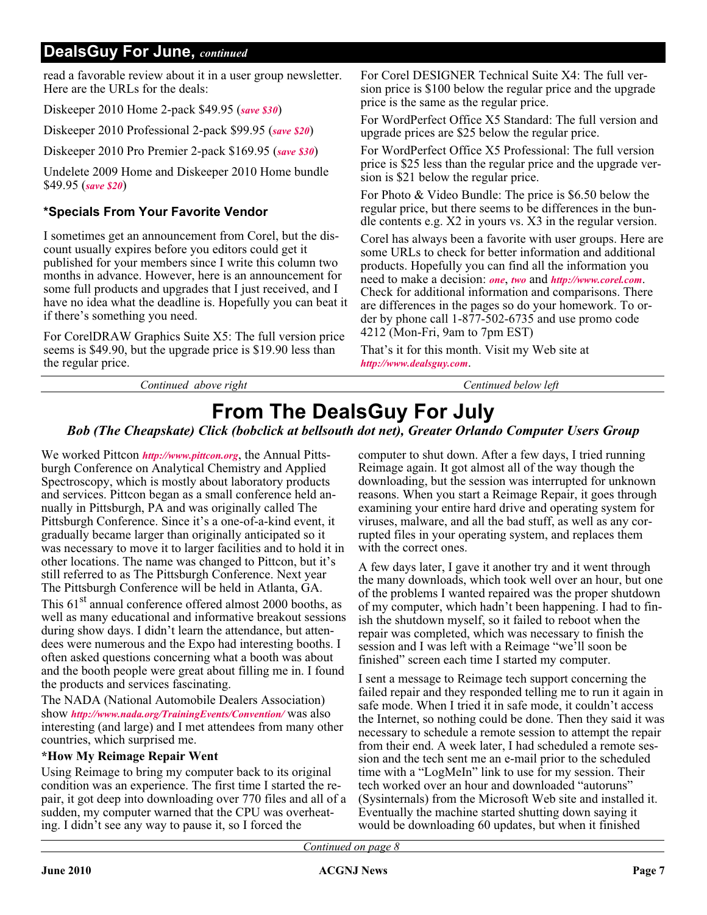## DealsGuy For June, *continued*

read a favorable review about it in a user group newsletter. Here are the URLs for the deals:

Diskeeper 2010 Home 2-pack $49.95 (***save $30***)

Diskeeper 2010 Professional 2-pack $99.95 (***save $20***)

Diskeeper 2010 Pro Premier 2-pack $169.95 (***save $30***)

Undelete 2009 Home and Diskeeper 2010 Home bundle $49.95 (***save $20***)

### *Specials From Your Favorite Vendor

I sometimes get an announcement from Corel, but the discount usually expires before you editors could get it published for your members since I write this column two months in advance. However, here is an announcement for some full products and upgrades that I just received, and I have no idea what the deadline is. Hopefully you can beat it if there's something you need.

For CorelDRAW Graphics Suite X5: The full version price seems is $49.90, but the upgrade price is $19.90 less than the regular price.

For Corel DESIGNER Technical Suite X4: The full version price is $100 below the regular price and the upgrade price is the same as the regular price.

For WordPerfect Office X5 Standard: The full version and upgrade prices are $25 below the regular price.

For WordPerfect Office X5 Professional: The full version price is $25 less than the regular price and the upgrade version is $21 below the regular price.

For Photo & Video Bundle: The price is $6.50 below the regular price, but there seems to be differences in the bundle contents e.g. X2 in yours vs. X3 in the regular version.

Corel has always been a favorite with user groups. Here are some URLs to check for better information and additional products. Hopefully you can find all the information you need to make a decision: ***one***, ***two*** and ***http://www.corel.com***. Check for additional information and comparisons. There are differences in the pages so do your homework. To order by phone call 1-877-502-6735 and use promo code 4212 (Mon-Fri, 9am to 7pm EST)

That's it for this month. Visit my Web site at ***http://www.dealsguy.com***.

*Continued above right* | *Centinued below left*

# From The DealsGuy For July

***Bob (The Cheapskate) Click (bobclick at bellsouth dot net), Greater Orlando Computer Users Group***

We worked Pittcon ***http://www.pittcon.org***, the Annual Pittsburgh Conference on Analytical Chemistry and Applied Spectroscopy, which is mostly about laboratory products and services. Pittcon began as a small conference held annually in Pittsburgh, PA and was originally called The Pittsburgh Conference. Since it's a one-of-a-kind event, it gradually became larger than originally anticipated so it was necessary to move it to larger facilities and to hold it in other locations. The name was changed to Pittcon, but it's still referred to as The Pittsburgh Conference. Next year The Pittsburgh Conference will be held in Atlanta, GA.

This 61st annual conference offered almost 2000 booths, as well as many educational and informative breakout sessions during show days. I didn't learn the attendance, but attendees were numerous and the Expo had interesting booths. I often asked questions concerning what a booth was about and the booth people were great about filling me in. I found the products and services fascinating.

The NADA (National Automobile Dealers Association) show ***http://www.nada.org/TrainingEvents/Convention/*** was also interesting (and large) and I met attendees from many other countries, which surprised me.

### *How My Reimage Repair Went

Using Reimage to bring my computer back to its original condition was an experience. The first time I started the repair, it got deep into downloading over 770 files and all of a sudden, my computer warned that the CPU was overheating. I didn't see any way to pause it, so I forced the computer to shut down. After a few days, I tried running Reimage again. It got almost all of the way though the downloading, but the session was interrupted for unknown reasons. When you start a Reimage Repair, it goes through examining your entire hard drive and operating system for viruses, malware, and all the bad stuff, as well as any corrupted files in your operating system, and replaces them with the correct ones.

A few days later, I gave it another try and it went through the many downloads, which took well over an hour, but one of the problems I wanted repaired was the proper shutdown of my computer, which hadn't been happening. I had to finish the shutdown myself, so it failed to reboot when the repair was completed, which was necessary to finish the session and I was left with a Reimage "we'll soon be finished" screen each time I started my computer.

I sent a message to Reimage tech support concerning the failed repair and they responded telling me to run it again in safe mode. When I tried it in safe mode, it couldn't access the Internet, so nothing could be done. Then they said it was necessary to schedule a remote session to attempt the repair from their end. A week later, I had scheduled a remote session and the tech sent me an e-mail prior to the scheduled time with a "LogMeIn" link to use for my session. Their tech worked over an hour and downloaded "autoruns" (Sysinternals) from the Microsoft Web site and installed it. Eventually the machine started shutting down saying it would be downloading 60 updates, but when it finished

*Continued on page 8*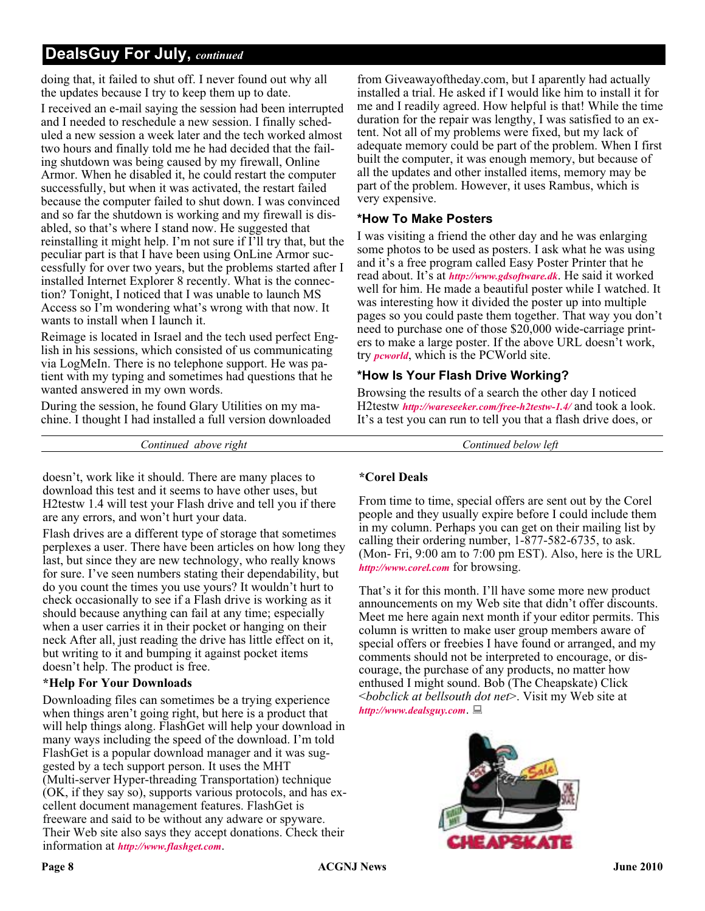## DealsGuy For July, *continued*

doing that, it failed to shut off. I never found out why all the updates because I try to keep them up to date.

I received an e-mail saying the session had been interrupted and I needed to reschedule a new session. I finally scheduled a new session a week later and the tech worked almost two hours and finally told me he had decided that the failing shutdown was being caused by my firewall, Online Armor. When he disabled it, he could restart the computer successfully, but when it was activated, the restart failed because the computer failed to shut down. I was convinced and so far the shutdown is working and my firewall is disabled, so that's where I stand now. He suggested that reinstalling it might help. I'm not sure if I'll try that, but the peculiar part is that I have been using OnLine Armor successfully for over two years, but the problems started after I installed Internet Explorer 8 recently. What is the connection? Tonight, I noticed that I was unable to launch MS Access so I'm wondering what's wrong with that now. It wants to install when I launch it.

Reimage is located in Israel and the tech used perfect English in his sessions, which consisted of us communicating via LogMeIn. There is no telephone support. He was patient with my typing and sometimes had questions that he wanted answered in my own words.

During the session, he found Glary Utilities on my machine. I thought I had installed a full version downloaded from Giveawayoftheday.com, but I apparently had actually installed a trial. He asked if I would like him to install it for me and I readily agreed. How helpful is that! While the time duration for the repair was lengthy, I was satisfied to an extent. Not all of my problems were fixed, but my lack of adequate memory could be part of the problem. When I first built the computer, it was enough memory, but because of all the updates and other installed items, memory may be part of the problem. However, it uses Rambus, which is very expensive.

### *How To Make Posters

I was visiting a friend the other day and he was enlarging some photos to be used as posters. I ask what he was using and it's a free program called Easy Poster Printer that he read about. It's at *http://www.gdsoftware.dk*. He said it worked well for him. He made a beautiful poster while I watched. It was interesting how it divided the poster up into multiple pages so you could paste them together. That way you don't need to purchase one of those $20,000 wide-carriage printers to make a large poster. If the above URL doesn't work, try *pcworld*, which is the PCWorld site.

### *How Is Your Flash Drive Working?

Browsing the results of a search the other day I noticed H2testw *http://wareseeker.com/free-h2testw-1.4/* and took a look. It's a test you can run to tell you that a flash drive does, or doesn't, work like it should. There are many places to download this test and it seems to have other uses, but H2testw 1.4 will test your Flash drive and tell you if there are any errors, and won't hurt your data.

Flash drives are a different type of storage that sometimes perplexes a user. There have been articles on how long they last, but since they are new technology, who really knows for sure. I've seen numbers stating their dependability, but do you count the times you use yours? It wouldn't hurt to check occasionally to see if a Flash drive is working as it should because anything can fail at any time; especially when a user carries it in their pocket or hanging on their neck After all, just reading the drive has little effect on it, but writing to it and bumping it against pocket items doesn't help. The product is free.

### *Help For Your Downloads

Downloading files can sometimes be a trying experience when things aren't going right, but here is a product that will help things along. FlashGet will help your download in many ways including the speed of the download. I'm told FlashGet is a popular download manager and it was suggested by a tech support person. It uses the MHT (Multi-server Hyper-threading Transportation) technique (OK, if they say so), supports various protocols, and has excellent document management features. FlashGet is freeware and said to be without any adware or spyware. Their Web site also says they accept donations. Check their information at *http://www.flashget.com*.

### *Corel Deals

From time to time, special offers are sent out by the Corel people and they usually expire before I could include them in my column. Perhaps you can get on their mailing list by calling their ordering number, 1-877-582-6735, to ask. (Mon- Fri, 9:00 am to 7:00 pm EST). Also, here is the URL *http://www.corel.com* for browsing.

That's it for this month. I'll have some more new product announcements on my Web site that didn't offer discounts. Meet me here again next month if your editor permits. This column is written to make user group members aware of special offers or freebies I have found or arranged, and my comments should not be interpreted to encourage, or discourage, the purchase of any products, no matter how enthused I might sound. Bob (The Cheapskate) Click <*bobclick at bellsouth dot net*>. Visit my Web site at *http://www.dealsguy.com*.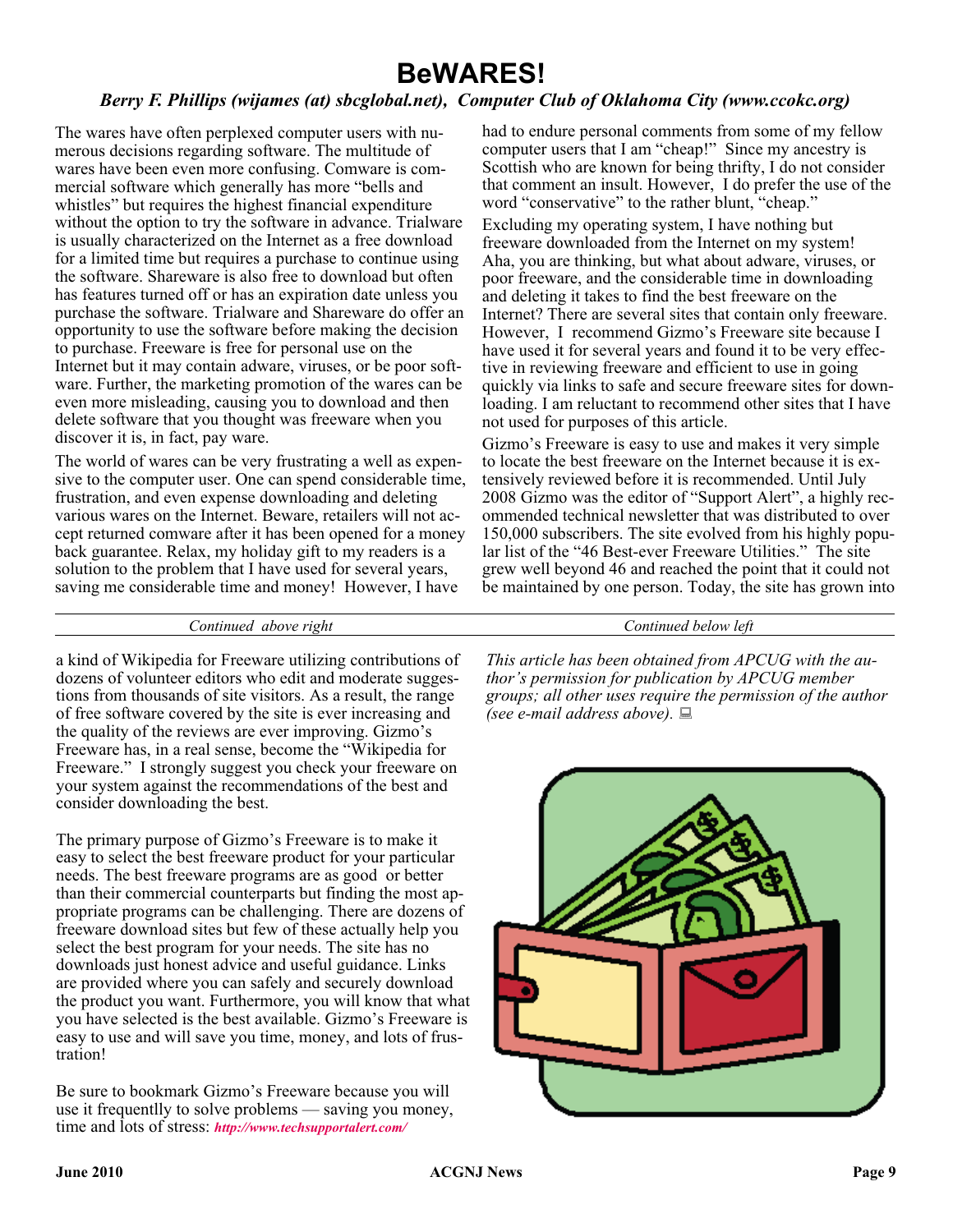# BeWARES!

***Berry F. Phillips (wijames (at) sbcglobal.net), Computer Club of Oklahoma City (www.ccokc.org)***

The wares have often perplexed computer users with numerous decisions regarding software. The multitude of wares have been even more confusing. Comware is commercial software which generally has more "bells and whistles" but requires the highest financial expenditure without the option to try the software in advance. Trialware is usually characterized on the Internet as a free download for a limited time but requires a purchase to continue using the software. Shareware is also free to download but often has features turned off or has an expiration date unless you purchase the software. Trialware and Shareware do offer an opportunity to use the software before making the decision to purchase. Freeware is free for personal use on the Internet but it may contain adware, viruses, or be poor software. Further, the marketing promotion of the wares can be even more misleading, causing you to download and then delete software that you thought was freeware when you discover it is, in fact, pay ware.

The world of wares can be very frustrating a well as expensive to the computer user. One can spend considerable time, frustration, and even expense downloading and deleting various wares on the Internet. Beware, retailers will not accept returned comware after it has been opened for a money back guarantee. Relax, my holiday gift to my readers is a solution to the problem that I have used for several years, saving me considerable time and money! However, I have had to endure personal comments from some of my fellow computer users that I am "cheap!" Since my ancestry is Scottish who are known for being thrifty, I do not consider that comment an insult. However, I do prefer the use of the word "conservative" to the rather blunt, "cheap."

Excluding my operating system, I have nothing but freeware downloaded from the Internet on my system! Aha, you are thinking, but what about adware, viruses, or poor freeware, and the considerable time in downloading and deleting it takes to find the best freeware on the Internet? There are several sites that contain only freeware. However, I recommend Gizmo's Freeware site because I have used it for several years and found it to be very effective in reviewing freeware and efficient to use in going quickly via links to safe and secure freeware sites for downloading. I am reluctant to recommend other sites that I have not used for purposes of this article.

Gizmo's Freeware is easy to use and makes it very simple to locate the best freeware on the Internet because it is extensively reviewed before it is recommended. Until July 2008 Gizmo was the editor of "Support Alert", a highly recommended technical newsletter that was distributed to over 150,000 subscribers. The site evolved from his highly popular list of the "46 Best-ever Freeware Utilities." The site grew well beyond 46 and reached the point that it could not be maintained by one person. Today, the site has grown into a kind of Wikipedia for Freeware utilizing contributions of dozens of volunteer editors who edit and moderate suggestions from thousands of its site visitors. As a result, the range of free software covered by the site is ever increasing and the quality of the reviews are ever improving. Gizmo's Freeware has, in a real sense, become the "Wikipedia for Freeware." I strongly suggest you check your freeware on your system against the recommendations of the best and consider downloading the best.

The primary purpose of Gizmo's Freeware is to make it easy to select the best freeware product for your particular needs. The best freeware programs are as good or better than their commercial counterparts but finding the most appropriate programs can be challenging. There are dozens of freeware download sites but few of these actually help you select the best program for your needs. The site has no downloads just honest advice and useful guidance. Links are provided where you can safely and securely download the product you want. Furthermore, you will know that what you have selected is the best available. Gizmo's Freeware is easy to use and will save you time, money, and lots of frustration!

Be sure to bookmark Gizmo's Freeware because you will use it frequentlly to solve problems — saving you money, time and lots of stress: ***http://www.techsupportalert.com/***

*This article has been obtained from APCUG with the author's permission for publication by APCUG member groups; all other uses require the permission of the author (see e-mail address above).*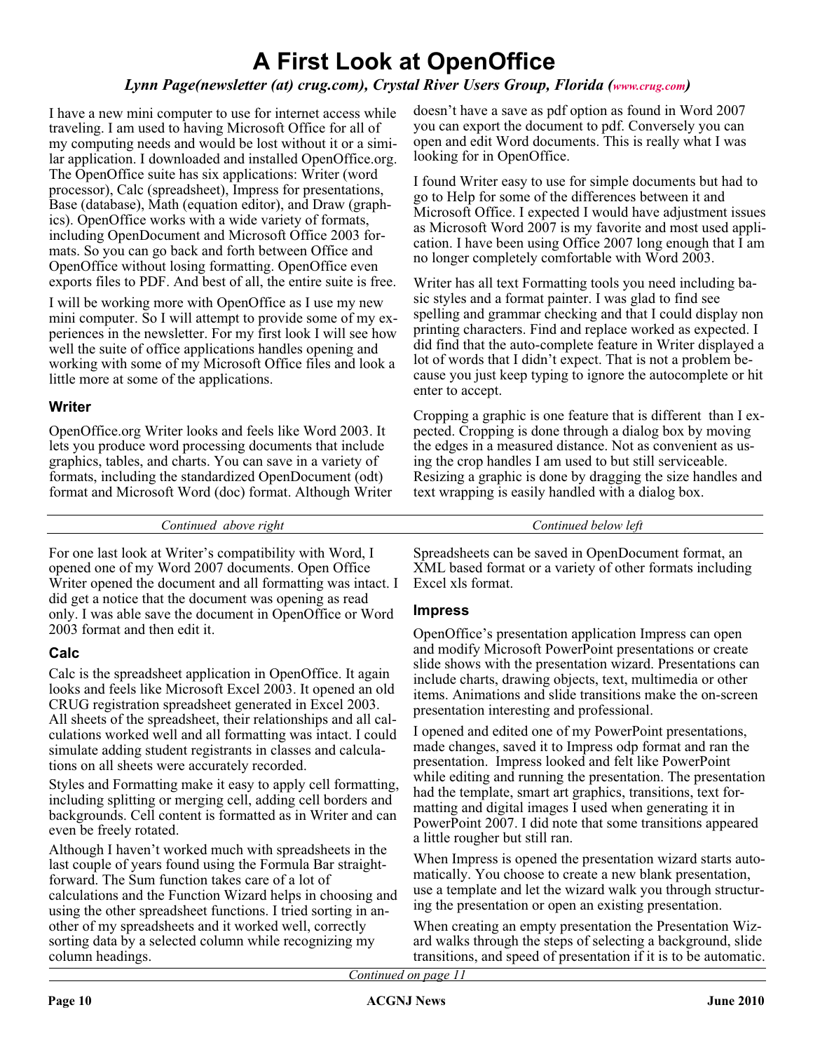# A First Look at OpenOffice

*Lynn Page(newsletter (at) crug.com), Crystal River Users Group, Florida (www.crug.com)*

I have a new mini computer to use for internet access while traveling. I am used to having Microsoft Office for all of my computing needs and would be lost without it or a similar application. I downloaded and installed OpenOffice.org. The OpenOffice suite has six applications: Writer (word processor), Calc (spreadsheet), Impress for presentations, Base (database), Math (equation editor), and Draw (graphics). OpenOffice works with a wide variety of formats, including OpenDocument and Microsoft Office 2003 formats. So you can go back and forth between Office and OpenOffice without losing formatting. OpenOffice even exports files to PDF. And best of all, the entire suite is free.

I will be working more with OpenOffice as I use my new mini computer. So I will attempt to provide some of my experiences in the newsletter. For my first look I will see how well the suite of office applications handles opening and working with some of my Microsoft Office files and look a little more at some of the applications.

### Writer

OpenOffice.org Writer looks and feels like Word 2003. It lets you produce word processing documents that include graphics, tables, and charts. You can save in a variety of formats, including the standardized OpenDocument (odt) format and Microsoft Word (doc) format. Although Writer doesn't have a save as pdf option as found in Word 2007 you can export the document to pdf. Conversely you can open and edit Word documents. This is really what I was looking for in OpenOffice.

I found Writer easy to use for simple documents but had to go to Help for some of the differences between it and Microsoft Office. I expected I would have adjustment issues as Microsoft Word 2007 is my favorite and most used application. I have been using Office 2007 long enough that I am no longer completely comfortable with Word 2003.

Writer has all text Formatting tools you need including basic styles and a format painter. I was glad to find see spelling and grammar checking and that I could display non printing characters. Find and replace worked as expected. I did find that the auto-complete feature in Writer displayed a lot of words that I didn't expect. That is not a problem because you just keep typing to ignore the autocomplete or hit enter to accept.

Cropping a graphic is one feature that is different than I expected. Cropping is done through a dialog box by moving the edges in a measured distance. Not as convenient as using the crop handles I am used to but still serviceable. Resizing a graphic is done by dragging the size handles and text wrapping is easily handled with a dialog box.

For one last look at Writer's compatibility with Word, I opened one of my Word 2007 documents. Open Office Writer opened the document and all formatting was intact. I did get a notice that the document was opening as read only. I was able save the document in OpenOffice or Word 2003 format and then edit it.

### Calc

Calc is the spreadsheet application in OpenOffice. It again looks and feels like Microsoft Excel 2003. It opened an old CRUG registration spreadsheet generated in Excel 2003. All sheets of the spreadsheet, their relationships and all calculations worked well and all formatting was intact. I could simulate adding student registrants in classes and calculations on all sheets were accurately recorded.

Styles and Formatting make it easy to apply cell formatting, including splitting or merging cell, adding cell borders and backgrounds. Cell content is formatted as in Writer and can even be freely rotated.

Although I haven't worked much with spreadsheets in the last couple of years found using the Formula Bar straightforward. The Sum function takes care of a lot of calculations and the Function Wizard helps in choosing and using the other spreadsheet functions. I tried sorting in another of my spreadsheets and it worked well, correctly sorting data by a selected column while recognizing my column headings.

Spreadsheets can be saved in OpenDocument format, an XML based format or a variety of other formats including Excel xls format.

### Impress

OpenOffice's presentation application Impress can open and modify Microsoft PowerPoint presentations or create slide shows with the presentation wizard. Presentations can include charts, drawing objects, text, multimedia or other items. Animations and slide transitions make the on-screen presentation interesting and professional.

I opened and edited one of my PowerPoint presentations, made changes, saved it to Impress odp format and ran the presentation. Impress looked and felt like PowerPoint while editing and running the presentation. The presentation had the template, smart art graphics, transitions, text formatting and digital images I used when generating it in PowerPoint 2007. I did note that some transitions appeared a little rougher but still ran.

When Impress is opened the presentation wizard starts automatically. You choose to create a new blank presentation, use a template and let the wizard walk you through structuring the presentation or open an existing presentation.

When creating an empty presentation the Presentation Wizard walks through the steps of selecting a background, slide transitions, and speed of presentation if it is to be automatic.

*Continued on page 11*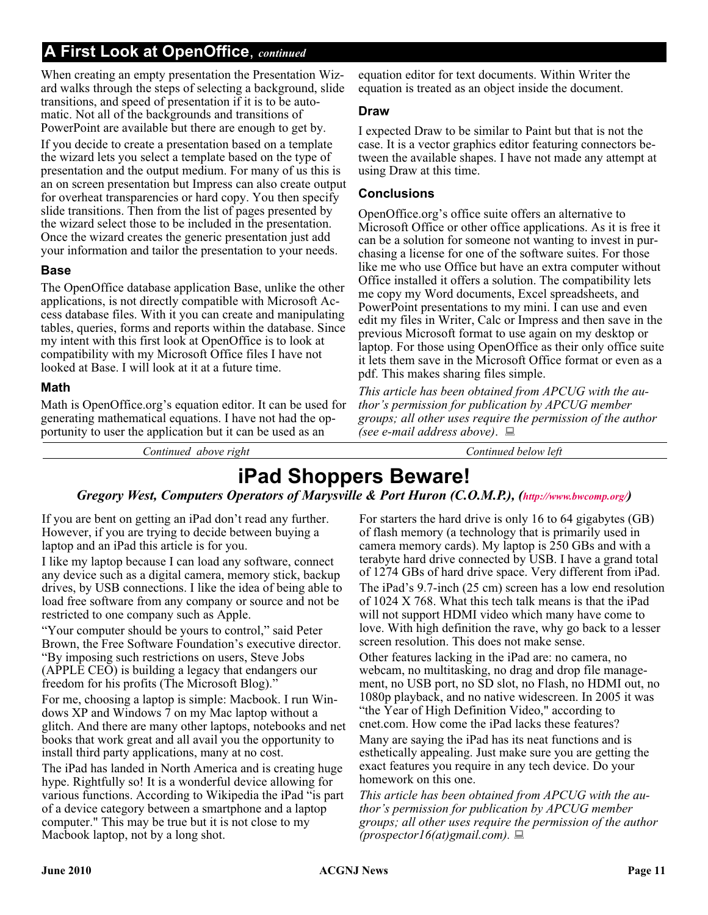## A First Look at OpenOffice, *continued*

When creating an empty presentation the Presentation Wizard walks through the steps of selecting a background, slide transitions, and speed of presentation if it is to be automatic. Not all of the backgrounds and transitions of PowerPoint are available but there are enough to get by.

If you decide to create a presentation based on a template the wizard lets you select a template based on the type of presentation and the output medium. For many of us this is an on screen presentation but Impress can also create output for overheat transparencies or hard copy. You then specify slide transitions. Then from the list of pages presented by the wizard select those to be included in the presentation. Once the wizard creates the generic presentation just add your information and tailor the presentation to your needs.

### Base

The OpenOffice database application Base, unlike the other applications, is not directly compatible with Microsoft Access database files. With it you can create and manipulating tables, queries, forms and reports within the database. Since my intent with this first look at OpenOffice is to look at compatibility with my Microsoft Office files I have not looked at Base. I will look at it at a future time.

### Math

Math is OpenOffice.org's equation editor. It can be used for generating mathematical equations. I have not had the opportunity to user the application but it can be used as an equation editor for text documents. Within Writer the equation is treated as an object inside the document.

### Draw

I expected Draw to be similar to Paint but that is not the case. It is a vector graphics editor featuring connectors between the available shapes. I have not made any attempt at using Draw at this time.

### Conclusions

OpenOffice.org's office suite offers an alternative to Microsoft Office or other office applications. As it is free it can be a solution for someone not wanting to invest in purchasing a license for one of the software suites. For those like me who use Office but have an extra computer without Office installed it offers a solution. The compatibility lets me copy my Word documents, Excel spreadsheets, and PowerPoint presentations to my mini. I can use and even edit my files in Writer, Calc or Impress and then save in the previous Microsoft format to use again on my desktop or laptop. For those using OpenOffice as their only office suite it lets them save in the Microsoft Office format or even as a pdf. This makes sharing files simple.

*This article has been obtained from APCUG with the author's permission for publication by APCUG member groups; all other uses require the permission of the author (see e-mail address above).*

## iPad Shoppers Beware!

***Gregory West, Computers Operators of Marysville & Port Huron (C.O.M.P.), (http://www.bwcomp.org/)***

If you are bent on getting an iPad don't read any further. However, if you are trying to decide between buying a laptop and an iPad this article is for you.

I like my laptop because I can load any software, connect any device such as a digital camera, memory stick, backup drives, by USB connections. I like the idea of being able to load free software from any company or source and not be restricted to one company such as Apple.

"Your computer should be yours to control," said Peter Brown, the Free Software Foundation's executive director. "By imposing such restrictions on users, Steve Jobs (APPLE CEO) is building a legacy that endangers our freedom for his profits (The Microsoft Blog)."

For me, choosing a laptop is simple: Macbook. I run Windows XP and Windows 7 on my Mac laptop without a glitch. And there are many other laptops, notebooks and net books that work great and all avail you the opportunity to install third party applications, many at no cost.

The iPad has landed in North America and is creating huge hype. Rightfully so! It is a wonderful device allowing for various functions. According to Wikipedia the iPad "is part of a device category between a smartphone and a laptop computer." This may be true but it is not close to my Macbook laptop, not by a long shot.

For starters the hard drive is only 16 to 64 gigabytes (GB) of flash memory (a technology that is primarily used in camera memory cards). My laptop is 250 GBs and with a terabyte hard drive connected by USB. I have a grand total of 1274 GBs of hard drive space. Very different from iPad.

The iPad's 9.7-inch (25 cm) screen has a low end resolution of 1024 X 768. What this tech talk means is that the iPad will not support HDMI video which many have come to love. With high definition the rave, why go back to a lesser screen resolution. This does not make sense.

Other features lacking in the iPad are: no camera, no webcam, no multitasking, no drag and drop file management, no USB port, no SD slot, no Flash, no HDMI out, no 1080p playback, and no native widescreen. In 2005 it was "the Year of High Definition Video," according to cnet.com. How come the iPad lacks these features?

Many are saying the iPad has its neat functions and is esthetically appealing. Just make sure you are getting the exact features you require in any tech device. Do your homework on this one.

*This article has been obtained from APCUG with the author's permission for publication by APCUG member groups; all other uses require the permission of the author (prospector16(at)gmail.com).*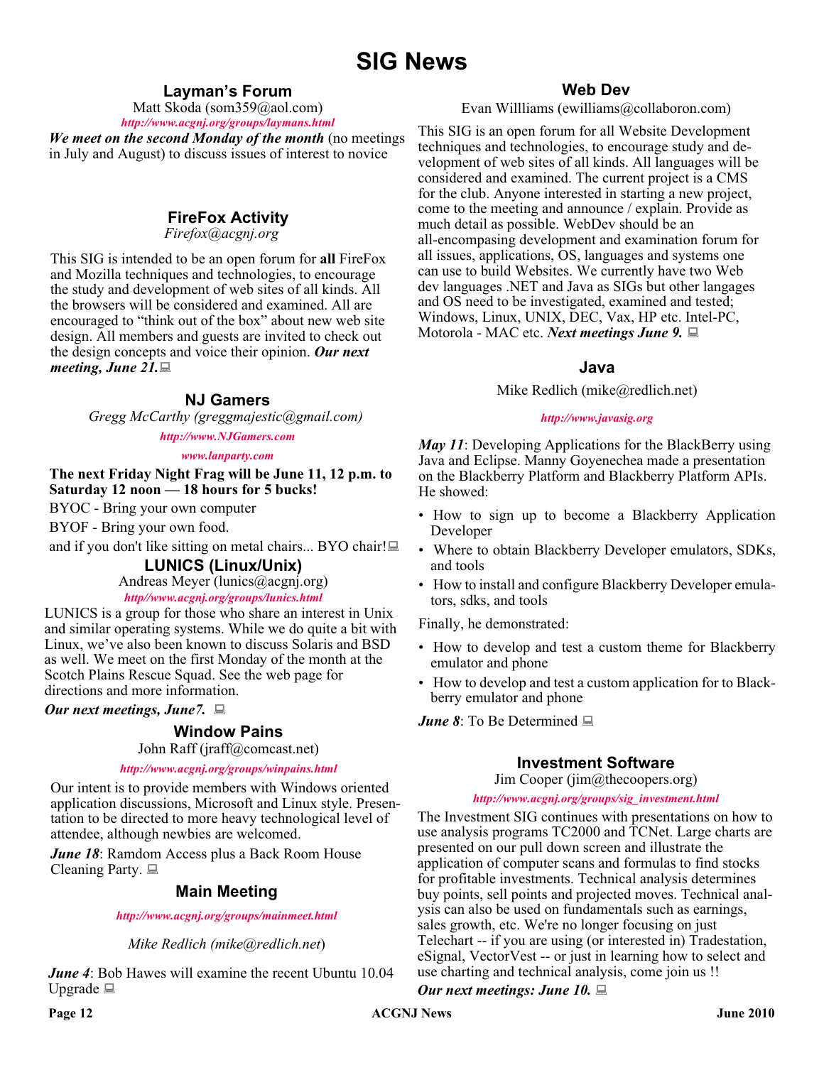# SIG News

## Layman's Forum

Matt Skoda (som359@aol.com)

*http://www.acgnj.org/groups/laymans.html*

***We meet on the second Monday of the month*** (no meetings in July and August) to discuss issues of interest to novice

## FireFox Activity

*Firefox@acgnj.org*

This SIG is intended to be an open forum for **all** FireFox and Mozilla techniques and technologies, to encourage the study and development of web sites of all kinds. All the browsers will be considered and examined. All are encouraged to "think out of the box" about new web site design. All members and guests are invited to check out the design concepts and voice their opinion. ***Our next meeting, June 21.***

## NJ Gamers

*Gregg McCarthy (greggmajestic@gmail.com)*

*http://www.NJGamers.com*

*www.lanparty.com*

**The next Friday Night Frag will be June 11, 12 p.m. to Saturday 12 noon — 18 hours for 5 bucks!**

BYOC - Bring your own computer

BYOF - Bring your own food.

and if you don't like sitting on metal chairs... BYO chair!

## LUNICS (Linux/Unix)

Andreas Meyer (lunics@acgnj.org)

*http//www.acgnj.org/groups/lunics.html*

LUNICS is a group for those who share an interest in Unix and similar operating systems. While we do quite a bit with Linux, we've also been known to discuss Solaris and BSD as well. We meet on the first Monday of the month at the Scotch Plains Rescue Squad. See the web page for directions and more information.

***Our next meetings, June7.***

## Window Pains

John Raff (jraff@comcast.net)

*http://www.acgnj.org/groups/winpains.html*

Our intent is to provide members with Windows oriented application discussions, Microsoft and Linux style. Presentation to be directed to more heavy technological level of attendee, although newbies are welcomed.

***June 18***: Ramdom Access plus a Back Room House Cleaning Party.

## Main Meeting

*http://www.acgnj.org/groups/mainmeet.html*

*Mike Redlich (mike@redlich.net)*

***June 4***: Bob Hawes will examine the recent Ubuntu 10.04 Upgrade

## Web Dev

Evan Willliams (ewilliams@collaboron.com)

This SIG is an open forum for all Website Development techniques and technologies, to encourage study and development of web sites of all kinds. All languages will be considered and examined. The current project is a CMS for the club. Anyone interested in starting a new project, come to the meeting and announce / explain. Provide as much detail as possible. WebDev should be an all-encompasing development and examination forum for all issues, applications, OS, languages and systems one can use to build Websites. We currently have two Web dev languages .NET and Java as SIGs but other langages and OS need to be investigated, examined and tested; Windows, Linux, UNIX, DEC, Vax, HP etc. Intel-PC, Motorola - MAC etc. ***Next meetings June 9.***

## Java

Mike Redlich (mike@redlich.net)

*http://www.javasig.org*

***May 11***: Developing Applications for the BlackBerry using Java and Eclipse. Manny Goyenechea made a presentation on the Blackberry Platform and Blackberry Platform APIs. He showed:

- How to sign up to become a Blackberry Application Developer
- Where to obtain Blackberry Developer emulators, SDKs, and tools
- How to install and configure Blackberry Developer emulators, sdks, and tools

Finally, he demonstrated:

- How to develop and test a custom theme for Blackberry emulator and phone
- How to develop and test a custom application for to Blackberry emulator and phone

***June 8***: To Be Determined

## Investment Software

Jim Cooper (jim@thecoopers.org)

*http://www.acgnj.org/groups/sig_investment.html*

The Investment SIG continues with presentations on how to use analysis programs TC2000 and TCNet. Large charts are presented on our pull down screen and illustrate the application of computer scans and formulas to find stocks for profitable investments. Technical analysis determines buy points, sell points and projected moves. Technical analysis can also be used on fundamentals such as earnings, sales growth, etc. We're no longer focusing on just Telechart -- if you are using (or interested in) Tradestation, eSignal, VectorVest -- or just in learning how to select and use charting and technical analysis, come join us !!

***Our next meetings: June 10.***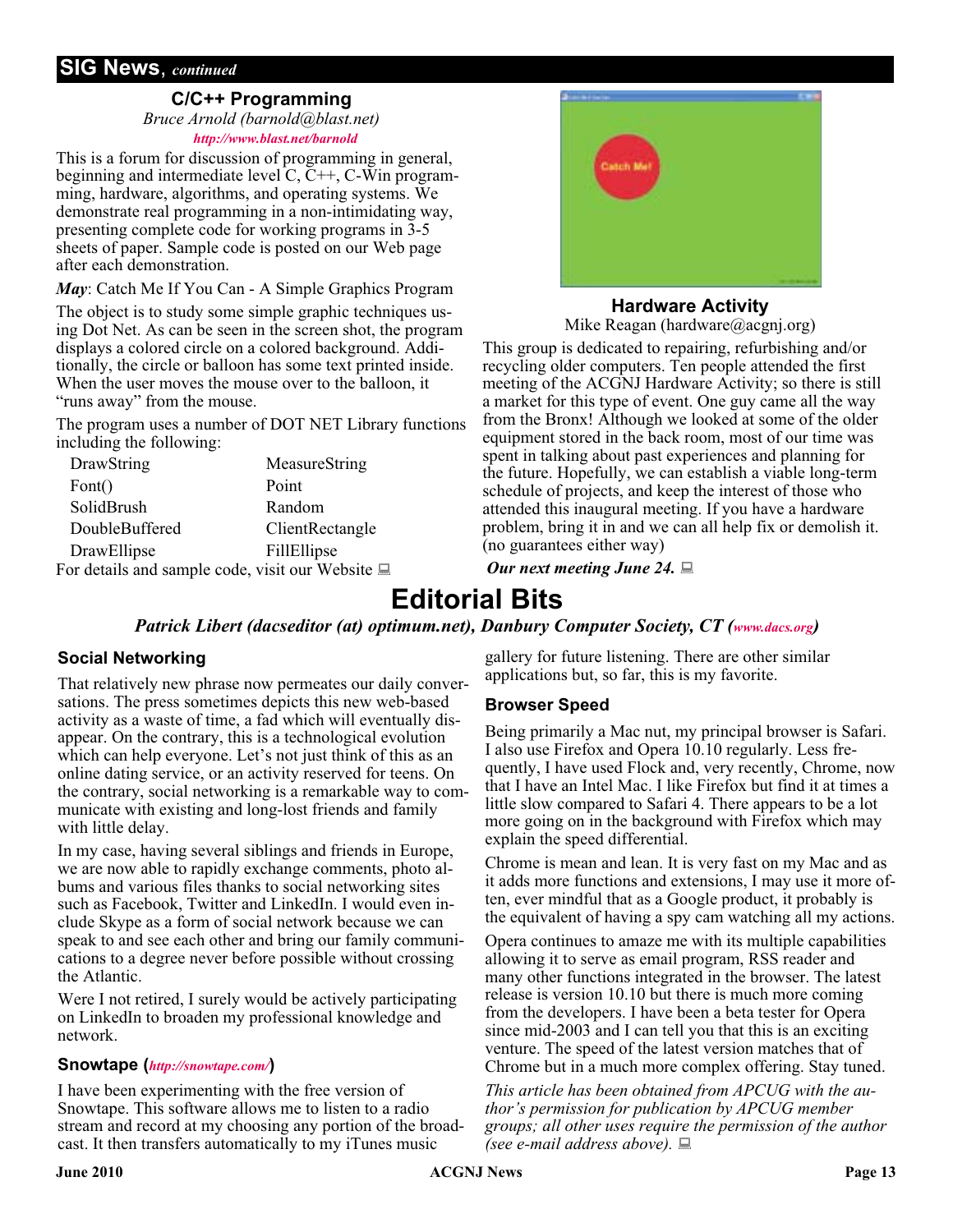## SIG News, *continued*

### C/C++ Programming

*Bruce Arnold (barnold@blast.net)*

*http://www.blast.net/barnold*

This is a forum for discussion of programming in general, beginning and intermediate level C, C++, C-Win programming, hardware, algorithms, and operating systems. We demonstrate real programming in a non-intimidating way, presenting complete code for working programs in 3-5 sheets of paper. Sample code is posted on our Web page after each demonstration.

***May***: Catch Me If You Can - A Simple Graphics Program

The object is to study some simple graphic techniques using Dot Net. As can be seen in the screen shot, the program displays a colored circle on a colored background. Additionally, the circle or balloon has some text printed inside. When the user moves the mouse over to the balloon, it "runs away" from the mouse.

The program uses a number of DOT NET Library functions including the following:

| | |
|---|---|
| DrawString | MeasureString |
| Font() | Point |
| SolidBrush | Random |
| DoubleBuffered | ClientRectangle |
| DrawEllipse | FillEllipse |

For details and sample code, visit our Website

### Hardware Activity

Mike Reagan (hardware@acgnj.org)

This group is dedicated to repairing, refurbishing and/or recycling older computers. Ten people attended the first meeting of the ACGNJ Hardware Activity; so there is still a market for this type of event. One guy came all the way from the Bronx! Although we looked at some of the older equipment stored in the back room, most of our time was spent in talking about past experiences and planning for the future. Hopefully, we can establish a viable long-term schedule of projects, and keep the interest of those who attended this inaugural meeting. If you have a hardware problem, bring it in and we can all help fix or demolish it. (no guarantees either way)

***Our next meeting June 24.***

# Editorial Bits

***Patrick Libert (dacseditor (at) optimum.net), Danbury Computer Society, CT (www.dacs.org)***

### Social Networking

That relatively new phrase now permeates our daily conversations. The press sometimes depicts this new web-based activity as a waste of time, a fad which will eventually disappear. On the contrary, this is a technological evolution which can help everyone. Let's not just think of this as an online dating service, or an activity reserved for teens. On the contrary, social networking is a remarkable way to communicate with existing and long-lost friends and family with little delay.

In my case, having several siblings and friends in Europe, we are now able to rapidly exchange comments, photo albums and various files thanks to social networking sites such as Facebook, Twitter and LinkedIn. I would even include Skype as a form of social network because we can speak to and see each other and bring our family communications to a degree never before possible without crossing the Atlantic.

Were I not retired, I surely would be actively participating on LinkedIn to broaden my professional knowledge and network.

### Snowtape (*http://snowtape.com/*)

I have been experimenting with the free version of Snowtape. This software allows me to listen to a radio stream and record at my choosing any portion of the broadcast. It then transfers automatically to my iTunes music gallery for future listening. There are other similar applications but, so far, this is my favorite.

### Browser Speed

Being primarily a Mac nut, my principal browser is Safari. I also use Firefox and Opera 10.10 regularly. Less frequently, I have used Flock and, very recently, Chrome, now that I have an Intel Mac. I like Firefox but find it at times a little slow compared to Safari 4. There appears to be a lot more going on in the background with Firefox which may explain the speed differential.

Chrome is mean and lean. It is very fast on my Mac and as it adds more functions and extensions, I may use it more often, ever mindful that as a Google product, it probably is the equivalent of having a spy cam watching all my actions.

Opera continues to amaze me with its multiple capabilities allowing it to serve as email program, RSS reader and many other functions integrated in the browser. The latest release is version 10.10 but there is much more coming from the developers. I have been a beta tester for Opera since mid-2003 and I can tell you that this is an exciting venture. The speed of the latest version matches that of Chrome but in a much more complex offering. Stay tuned.

*This article has been obtained from APCUG with the author's permission for publication by APCUG member groups; all other uses require the permission of the author (see e-mail address above).*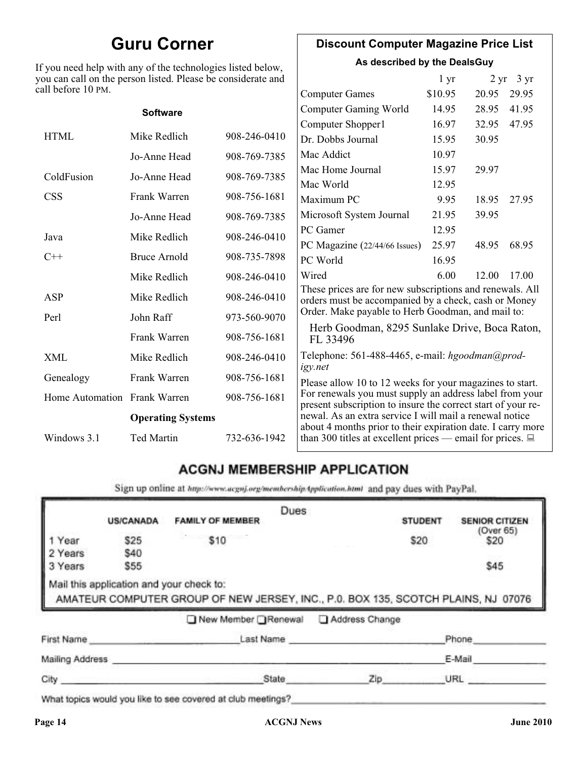# Guru Corner

If you need help with any of the technologies listed below, you can call on the person listed. Please be considerate and call before 10 PM.

| | Software | |
|---|---|---|
| HTML | Mike Redlich | 908-246-0410 |
| | Jo-Anne Head | 908-769-7385 |
| ColdFusion | Jo-Anne Head | 908-769-7385 |
| CSS | Frank Warren | 908-756-1681 |
| | Jo-Anne Head | 908-769-7385 |
| Java | Mike Redlich | 908-246-0410 |
| C++ | Bruce Arnold | 908-735-7898 |
| | Mike Redlich | 908-246-0410 |
| ASP | Mike Redlich | 908-246-0410 |
| Perl | John Raff | 973-560-9070 |
| | Frank Warren | 908-756-1681 |
| XML | Mike Redlich | 908-246-0410 |
| Genealogy | Frank Warren | 908-756-1681 |
| Home Automation | Frank Warren | 908-756-1681 |
| | **Operating Systems** | |
| Windows 3.1 | Ted Martin | 732-636-1942 |

## Discount Computer Magazine Price List

**As described by the DealsGuy**

| | 1 yr | 2 yr | 3 yr |
|---|---|---|---|
| Computer Games | $10.95 | 20.95 | 29.95 |
| Computer Gaming World | 14.95 | 28.95 | 41.95 |
| Computer Shopper1 | 16.97 | 32.95 | 47.95 |
| Dr. Dobbs Journal | 15.95 | 30.95 | |
| Mac Addict | 10.97 | | |
| Mac Home Journal | 15.97 | 29.97 | |
| Mac World | 12.95 | | |
| Maximum PC | 9.95 | 18.95 | 27.95 |
| Microsoft System Journal | 21.95 | 39.95 | |
| PC Gamer | 12.95 | | |
| PC Magazine (22/44/66 Issues) | 25.97 | 48.95 | 68.95 |
| PC World | 16.95 | | |
| Wired | 6.00 | 12.00 | 17.00 |

These prices are for new subscriptions and renewals. All orders must be accompanied by a check, cash or Money Order. Make payable to Herb Goodman, and mail to:

Herb Goodman, 8295 Sunlake Drive, Boca Raton, FL 33496

Telephone: 561-488-4465, e-mail: *hgoodman@prodigy.net*

Please allow 10 to 12 weeks for your magazines to start. For renewals you must supply an address label from your present subscription to insure the correct start of your renewal. As an extra service I will mail a renewal notice about 4 months prior to their expiration date. I carry more than 300 titles at excellent prices — email for prices.

## ACGNJ MEMBERSHIP APPLICATION

Sign up online at http://www.acgnj.org/membershipApplication.html and pay dues with PayPal.

**Dues**

| | US/CANADA | FAMILY OF MEMBER | STUDENT | SENIOR CITIZEN (Over 65) |
|---|---|---|---|---|
| 1 Year | $25 | $10 | $20 | $20 |
| 2 Years | $40 | | | |
| 3 Years | $55 | | | $45 |

Mail this application and your check to:

AMATEUR COMPUTER GROUP OF NEW JERSEY, INC., P.0. BOX 135, SCOTCH PLAINS, NJ 07076

☐ New Member ☐ Renewal ☐ Address Change

First Name \_\_\_\_\_\_\_\_\_\_ Last Name \_\_\_\_\_\_\_\_\_\_ Phone \_\_\_\_\_\_\_\_\_\_

Mailing Address \_\_\_\_\_\_\_\_\_\_ E-Mail \_\_\_\_\_\_\_\_\_\_

City \_\_\_\_\_\_\_\_\_\_ State \_\_\_\_\_\_\_\_\_\_ Zip \_\_\_\_\_\_\_\_\_\_ URL \_\_\_\_\_\_\_\_\_\_

What topics would you like to see covered at club meetings? \_\_\_\_\_\_\_\_\_\_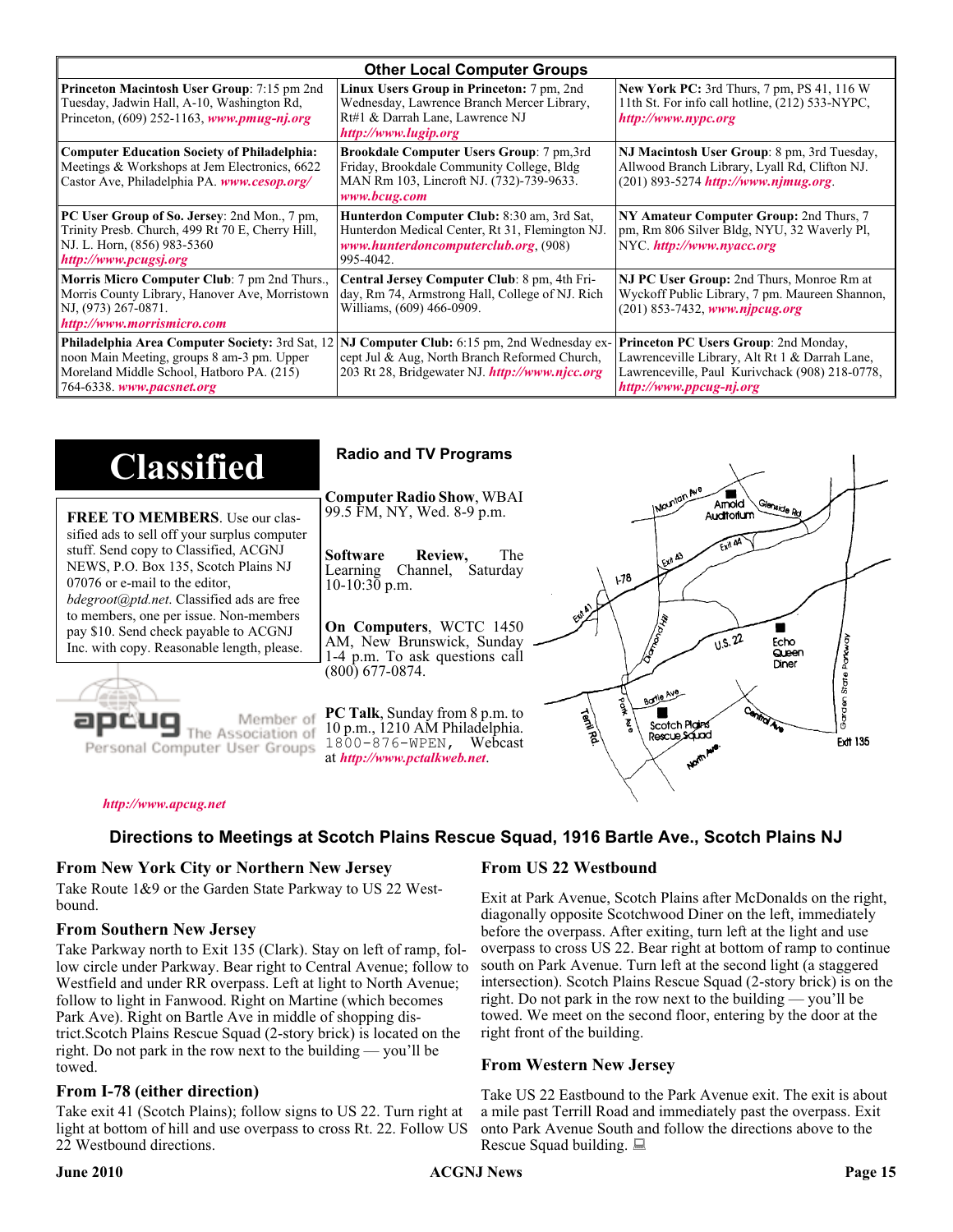## Other Local Computer Groups

| | | |
|---|---|---|
| **Princeton Macintosh User Group**: 7:15 pm 2nd Tuesday, Jadwin Hall, A-10, Washington Rd, Princeton, (609) 252-1163, ***www.pmug-nj.org*** | **Linux Users Group in Princeton:** 7 pm, 2nd Wednesday, Lawrence Branch Mercer Library, Rt#1 & Darrah Lane, Lawrence NJ ***http://www.lugip.org*** | **New York PC:** 3rd Thurs, 7 pm, PS 41, 116 W 11th St. For info call hotline, (212) 533-NYPC, ***http://www.nypc.org*** |
| **Computer Education Society of Philadelphia:** Meetings & Workshops at Jem Electronics, 6622 Castor Ave, Philadelphia PA. ***www.cesop.org/*** | **Brookdale Computer Users Group**: 7 pm,3rd Friday, Brookdale Community College, Bldg MAN Rm 103, Lincroft NJ. (732)-739-9633. ***www.bcug.com*** | **NJ Macintosh User Group**: 8 pm, 3rd Tuesday, Allwood Branch Library, Lyall Rd, Clifton NJ. (201) 893-5274 ***http://www.njmug.org***. |
| **PC User Group of So. Jersey**: 2nd Mon., 7 pm, Trinity Presb. Church, 499 Rt 70 E, Cherry Hill, NJ. L. Horn, (856) 983-5360 ***http://www.pcugsj.org*** | **Hunterdon Computer Club:** 8:30 am, 3rd Sat, Hunterdon Medical Center, Rt 31, Flemington NJ. ***www.hunterdoncomputerclub.org***, (908) 995-4042. | **NY Amateur Computer Group:** 2nd Thurs, 7 pm, Rm 806 Silver Bldg, NYU, 32 Waverly Pl, NYC. ***http://www.nyacc.org*** |
| **Morris Micro Computer Club**: 7 pm 2nd Thurs., Morris County Library, Hanover Ave, Morristown NJ, (973) 267-0871. ***http://www.morrismicro.com*** | **Central Jersey Computer Club**: 8 pm, 4th Friday, Rm 74, Armstrong Hall, College of NJ. Rich Williams, (609) 466-0909. | **NJ PC User Group:** 2nd Thurs, Monroe Rm at Wyckoff Public Library, 7 pm. Maureen Shannon, (201) 853-7432, ***www.njpcug.org*** |
| **Philadelphia Area Computer Society:** 3rd Sat, 12 noon Main Meeting, groups 8 am-3 pm. Upper Moreland Middle School, Hatboro PA. (215) 764-6338. ***www.pacsnet.org*** | **NJ Computer Club:** 6:15 pm, 2nd Wednesday except Jul & Aug, North Branch Reformed Church, 203 Rt 28, Bridgewater NJ. ***http://www.njcc.org*** | **Princeton PC Users Group**: 2nd Monday, Lawrenceville Library, Alt Rt 1 & Darrah Lane, Lawrenceville, Paul Kurivchack (908) 218-0778, ***http://www.ppcug-nj.org*** |

# Classified

**FREE TO MEMBERS**. Use our classified ads to sell off your surplus computer stuff. Send copy to Classified, ACGNJ NEWS, P.O. Box 135, Scotch Plains NJ 07076 or e-mail to the editor, *bdegroot@ptd.net*. Classified ads are free to members, one per issue. Non-members pay $10. Send check payable to ACGNJ Inc. with copy. Reasonable length, please.

apcug Member of The Association of Personal Computer User Groups

***http://www.apcug.net***

## Radio and TV Programs

**Computer Radio Show**, WBAI 99.5 FM, NY, Wed. 8-9 p.m.

**Software Review,** The Learning Channel, Saturday 10-10:30 p.m.

**On Computers**, WCTC 1450 AM, New Brunswick, Sunday 1-4 p.m. To ask questions call (800) 677-0874.

**PC Talk**, Sunday from 8 p.m. to 10 p.m., 1210 AM Philadelphia. 1800-876-WPEN, Webcast at ***http://www.pctalkweb.net***.

## Directions to Meetings at Scotch Plains Rescue Squad, 1916 Bartle Ave., Scotch Plains NJ

### From New York City or Northern New Jersey

Take Route 1&9 or the Garden State Parkway to US 22 Westbound.

### From Southern New Jersey

Take Parkway north to Exit 135 (Clark). Stay on left of ramp, follow circle under Parkway. Bear right to Central Avenue; follow to Westfield and under RR overpass. Left at light to North Avenue; follow to light in Fanwood. Right on Martine (which becomes Park Ave). Right on Bartle Ave in middle of shopping district.Scotch Plains Rescue Squad (2-story brick) is located on the right. Do not park in the row next to the building — you'll be towed.

### From I-78 (either direction)

Take exit 41 (Scotch Plains); follow signs to US 22. Turn right at light at bottom of hill and use overpass to cross Rt. 22. Follow US 22 Westbound directions.

### From US 22 Westbound

Exit at Park Avenue, Scotch Plains after McDonalds on the right, diagonally opposite Scotchwood Diner on the left, immediately before the overpass. After exiting, turn left at the light and use overpass to cross US 22. Bear right at bottom of ramp to continue south on Park Avenue. Turn left at the second light (a staggered intersection). Scotch Plains Rescue Squad (2-story brick) is on the right. Do not park in the row next to the building — you'll be towed. We meet on the second floor, entering by the door at the right front of the building.

### From Western New Jersey

Take US 22 Eastbound to the Park Avenue exit. The exit is about a mile past Terrill Road and immediately past the overpass. Exit onto Park Avenue South and follow the directions above to the Rescue Squad building.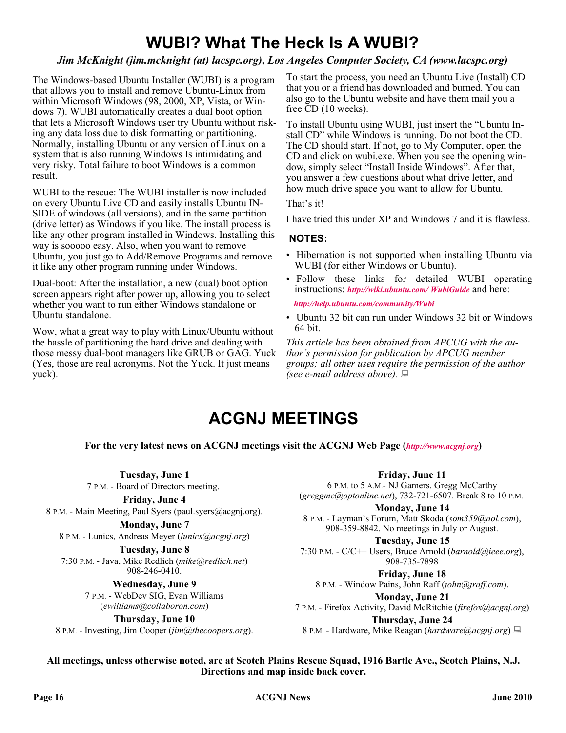# WUBI? What The Heck Is A WUBI?

*Jim McKnight (jim.mcknight (at) lacspc.org), Los Angeles Computer Society, CA (www.lacspc.org)*

The Windows-based Ubuntu Installer (WUBI) is a program that allows you to install and remove Ubuntu-Linux from within Microsoft Windows (98, 2000, XP, Vista, or Windows 7). WUBI automatically creates a dual boot option that lets a Microsoft Windows user try Ubuntu without risking any data loss due to disk formatting or partitioning. Normally, installing Ubuntu or any version of Linux on a system that is also running Windows Is intimidating and very risky. Total failure to boot Windows is a common result.

WUBI to the rescue: The WUBI installer is now included on every Ubuntu Live CD and easily installs Ubuntu INSIDE of windows (all versions), and in the same partition (drive letter) as Windows if you like. The install process is like any other program installed in Windows. Installing this way is sooooo easy. Also, when you want to remove Ubuntu, you just go to Add/Remove Programs and remove it like any other program running under Windows.

Dual-boot: After the installation, a new (dual) boot option screen appears right after power up, allowing you to select whether you want to run either Windows standalone or Ubuntu standalone.

Wow, what a great way to play with Linux/Ubuntu without the hassle of partitioning the hard drive and dealing with those messy dual-boot managers like GRUB or GAG. Yuck (Yes, those are real acronyms. Not the Yuck. It just means yuck).

To start the process, you need an Ubuntu Live (Install) CD that you or a friend has downloaded and burned. You can also go to the Ubuntu website and have them mail you a free CD (10 weeks).

To install Ubuntu using WUBI, just insert the "Ubuntu Install CD" while Windows is running. Do not boot the CD. The CD should start. If not, go to My Computer, open the CD and click on wubi.exe. When you see the opening window, simply select "Install Inside Windows". After that, you answer a few questions about what drive letter, and how much drive space you want to allow for Ubuntu.

That's it!

I have tried this under XP and Windows 7 and it is flawless.

**NOTES:**

- Hibernation is not supported when installing Ubuntu via WUBI (for either Windows or Ubuntu).
- Follow these links for detailed WUBI operating instructions: *http://wiki.ubuntu.com/ WubiGuide* and here: *http://help.ubuntu.com/community/Wubi*
- Ubuntu 32 bit can run under Windows 32 bit or Windows 64 bit.

*This article has been obtained from APCUG with the author's permission for publication by APCUG member groups; all other uses require the permission of the author (see e-mail address above).*

# ACGNJ MEETINGS

**For the very latest news on ACGNJ meetings visit the ACGNJ Web Page (*http://www.acgnj.org*)**

**Tuesday, June 1**
7 P.M. - Board of Directors meeting.

**Friday, June 4**
8 P.M. - Main Meeting, Paul Syers (paul.syers@acgnj.org).

**Monday, June 7**
8 P.M. - Lunics, Andreas Meyer (*lunics@acgnj.org*)

**Tuesday, June 8**
7:30 P.M. - Java, Mike Redlich (*mike@redlich.net*) 908-246-0410.

**Wednesday, June 9**
7 P.M. - WebDev SIG, Evan Williams (*ewilliams@collaboron.com*)

**Thursday, June 10**
8 P.M. - Investing, Jim Cooper (*jim@thecoopers.org*).

**Friday, June 11**
6 P.M. to 5 A.M.- NJ Gamers. Gregg McCarthy (*greggmc@optonline.net*), 732-721-6507. Break 8 to 10 P.M.

**Monday, June 14**
8 P.M. - Layman's Forum, Matt Skoda (*som359@aol.com*), 908-359-8842. No meetings in July or August.

**Tuesday, June 15**
7:30 P.M. - C/C++ Users, Bruce Arnold (*barnold@ieee.org*), 908-735-7898

**Friday, June 18**
8 P.M. - Window Pains, John Raff (*john@jraff.com*).

**Monday, June 21**
7 P.M. - Firefox Activity, David McRitchie (*firefox@acgnj.org*)

**Thursday, June 24**
8 P.M. - Hardware, Mike Reagan (*hardware@acgnj.org*)

**All meetings, unless otherwise noted, are at Scotch Plains Rescue Squad, 1916 Bartle Ave., Scotch Plains, N.J. Directions and map inside back cover.**